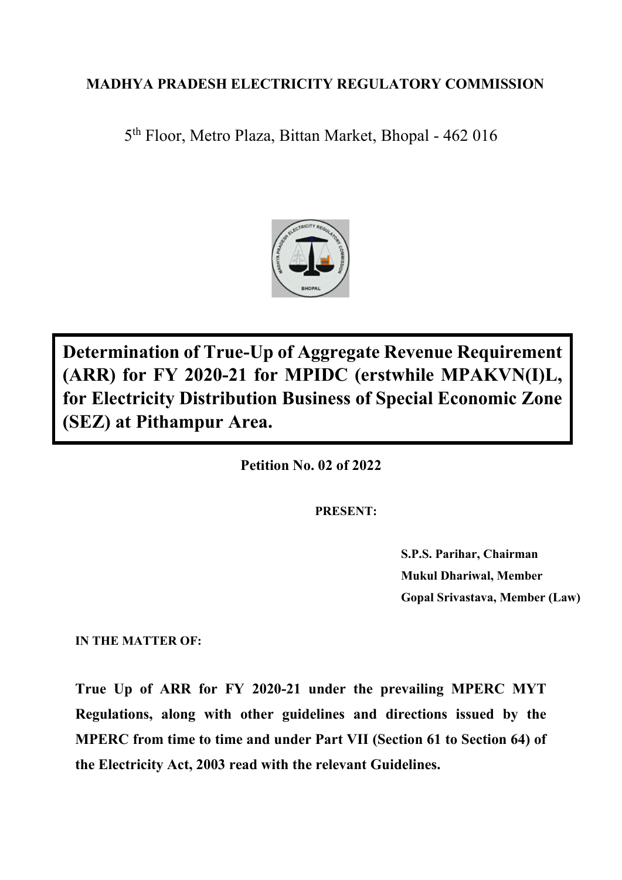**MADHYA PRADESH ELECTRICITY REGULATORY COMMISSION**

5th Floor, Metro Plaza, Bittan Market, Bhopal - 462 016

# Determination of True-Up of Aggregate Revenue Requirement (ARR) for FY 2020-21 for MPIDC (erstwhile MPAKVN(I)L, for Electricity Distribution Business of Special Economic Zone (SEZ) at Pithampur Area.

**Petition No. 02 of 2022**

**PRESENT:**

**S.P.S. Parihar, Chairman**
**Mukul Dhariwal, Member**
**Gopal Srivastava, Member (Law)**

**IN THE MATTER OF:**

**True Up of ARR for FY 2020-21 under the prevailing MPERC MYT Regulations, along with other guidelines and directions issued by the MPERC from time to time and under Part VII (Section 61 to Section 64) of the Electricity Act, 2003 read with the relevant Guidelines.**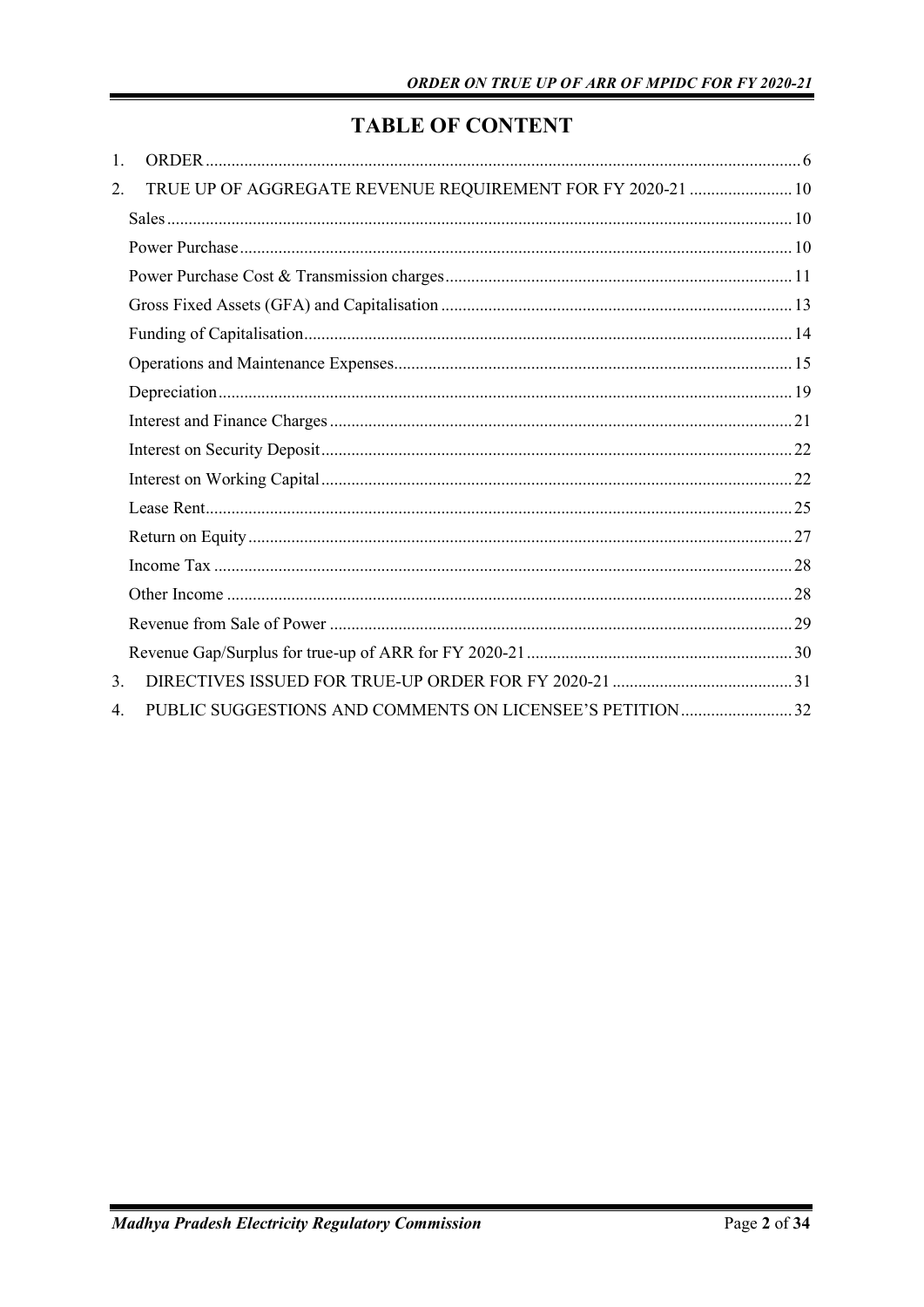# TABLE OF CONTENT

1. ORDER ........................................................................................................................................ 6
2. TRUE UP OF AGGREGATE REVENUE REQUIREMENT FOR FY 2020-21 ........................ 10
   - Sales ........................................................................................................................................ 10
   - Power Purchase ....................................................................................................................... 10
   - Power Purchase Cost & Transmission charges ........................................................................ 11
   - Gross Fixed Assets (GFA) and Capitalisation ........................................................................... 13
   - Funding of Capitalisation ......................................................................................................... 14
   - Operations and Maintenance Expenses .................................................................................... 15
   - Depreciation ............................................................................................................................ 19
   - Interest and Finance Charges .................................................................................................. 21
   - Interest on Security Deposit .................................................................................................... 22
   - Interest on Working Capital ..................................................................................................... 22
   - Lease Rent ............................................................................................................................... 25
   - Return on Equity ..................................................................................................................... 27
   - Income Tax .............................................................................................................................. 28
   - Other Income ........................................................................................................................... 28
   - Revenue from Sale of Power .................................................................................................... 29
   - Revenue Gap/Surplus for true-up of ARR for FY 2020-21 ....................................................... 30
3. DIRECTIVES ISSUED FOR TRUE-UP ORDER FOR FY 2020-21 .......................................... 31
4. PUBLIC SUGGESTIONS AND COMMENTS ON LICENSEE'S PETITION .......................... 32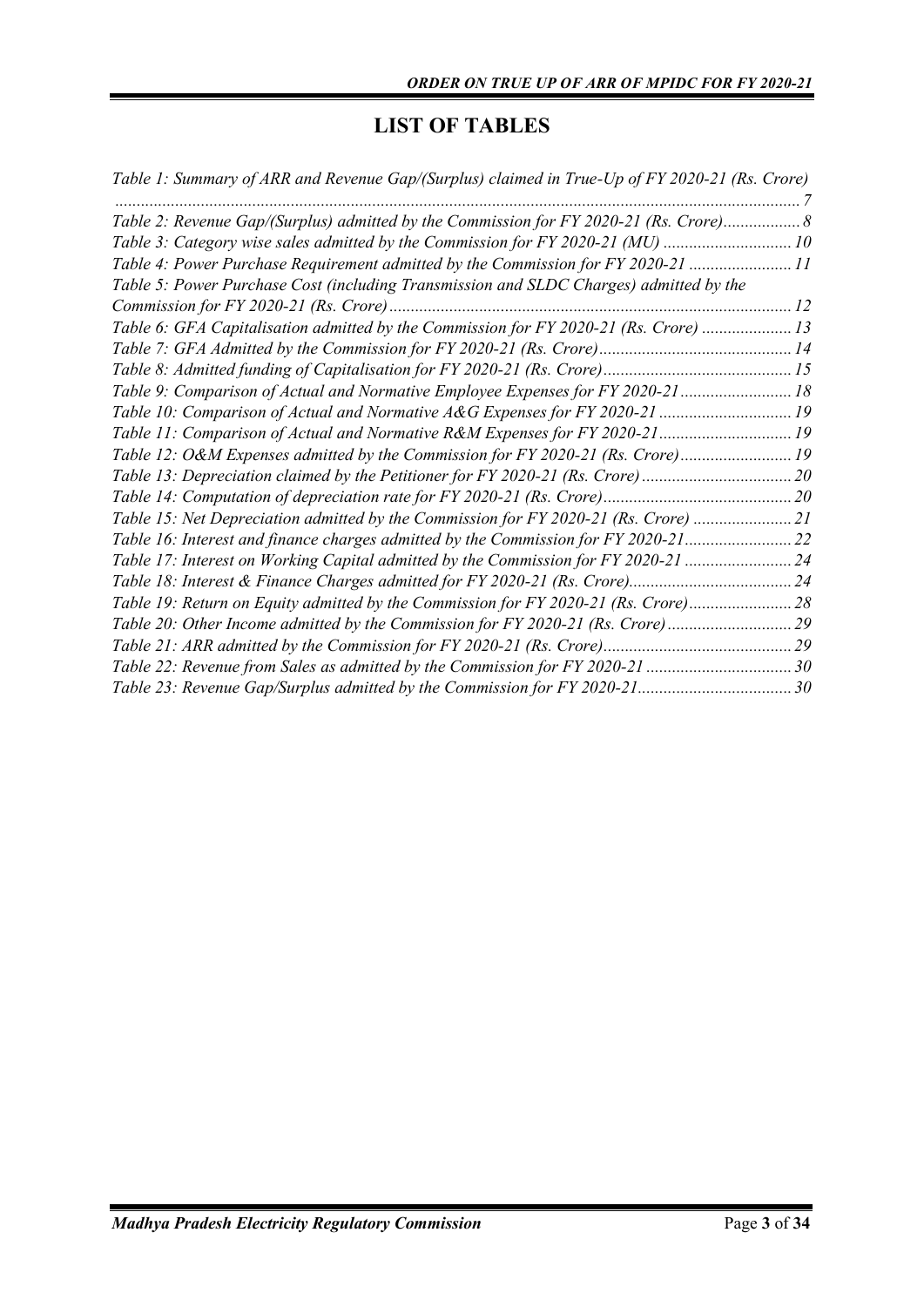# LIST OF TABLES

*Table 1: Summary of ARR and Revenue Gap/(Surplus) claimed in True-Up of FY 2020-21 (Rs. Crore) ....... 7*

*Table 2: Revenue Gap/(Surplus) admitted by the Commission for FY 2020-21 (Rs. Crore)....... 8*

*Table 3: Category wise sales admitted by the Commission for FY 2020-21 (MU) ....... 10*

*Table 4: Power Purchase Requirement admitted by the Commission for FY 2020-21 ....... 11*

*Table 5: Power Purchase Cost (including Transmission and SLDC Charges) admitted by the Commission for FY 2020-21 (Rs. Crore)....... 12*

*Table 6: GFA Capitalisation admitted by the Commission for FY 2020-21 (Rs. Crore) ....... 13*

*Table 7: GFA Admitted by the Commission for FY 2020-21 (Rs. Crore)....... 14*

*Table 8: Admitted funding of Capitalisation for FY 2020-21 (Rs. Crore)....... 15*

*Table 9: Comparison of Actual and Normative Employee Expenses for FY 2020-21....... 18*

*Table 10: Comparison of Actual and Normative A&G Expenses for FY 2020-21 ....... 19*

*Table 11: Comparison of Actual and Normative R&M Expenses for FY 2020-21....... 19*

*Table 12: O&M Expenses admitted by the Commission for FY 2020-21 (Rs. Crore)....... 19*

*Table 13: Depreciation claimed by the Petitioner for FY 2020-21 (Rs. Crore)....... 20*

*Table 14: Computation of depreciation rate for FY 2020-21 (Rs. Crore)....... 20*

*Table 15: Net Depreciation admitted by the Commission for FY 2020-21 (Rs. Crore) ....... 21*

*Table 16: Interest and finance charges admitted by the Commission for FY 2020-21....... 22*

*Table 17: Interest on Working Capital admitted by the Commission for FY 2020-21 ....... 24*

*Table 18: Interest & Finance Charges admitted for FY 2020-21 (Rs. Crore)....... 24*

*Table 19: Return on Equity admitted by the Commission for FY 2020-21 (Rs. Crore)....... 28*

*Table 20: Other Income admitted by the Commission for FY 2020-21 (Rs. Crore)....... 29*

*Table 21: ARR admitted by the Commission for FY 2020-21 (Rs. Crore)....... 29*

*Table 22: Revenue from Sales as admitted by the Commission for FY 2020-21 ....... 30*

*Table 23: Revenue Gap/Surplus admitted by the Commission for FY 2020-21....... 30*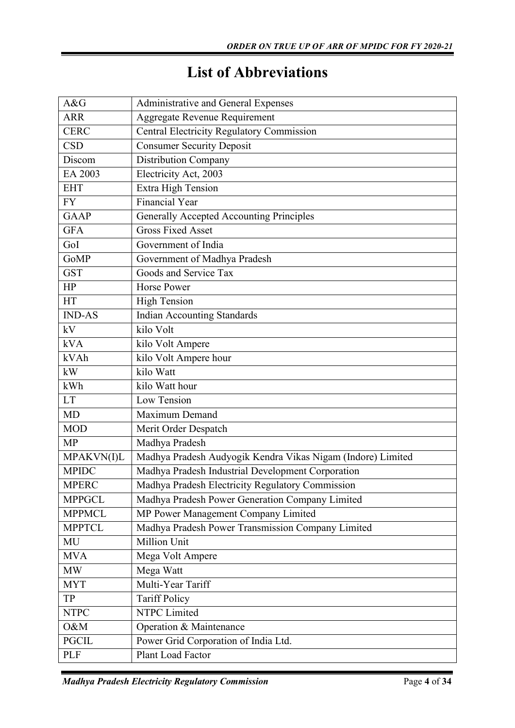# List of Abbreviations

| | |
|---|---|
| A&G | Administrative and General Expenses |
| ARR | Aggregate Revenue Requirement |
| CERC | Central Electricity Regulatory Commission |
| CSD | Consumer Security Deposit |
| Discom | Distribution Company |
| EA 2003 | Electricity Act, 2003 |
| EHT | Extra High Tension |
| FY | Financial Year |
| GAAP | Generally Accepted Accounting Principles |
| GFA | Gross Fixed Asset |
| GoI | Government of India |
| GoMP | Government of Madhya Pradesh |
| GST | Goods and Service Tax |
| HP | Horse Power |
| HT | High Tension |
| IND-AS | Indian Accounting Standards |
| kV | kilo Volt |
| kVA | kilo Volt Ampere |
| kVAh | kilo Volt Ampere hour |
| kW | kilo Watt |
| kWh | kilo Watt hour |
| LT | Low Tension |
| MD | Maximum Demand |
| MOD | Merit Order Despatch |
| MP | Madhya Pradesh |
| MPAKVN(I)L | Madhya Pradesh Audyogik Kendra Vikas Nigam (Indore) Limited |
| MPIDC | Madhya Pradesh Industrial Development Corporation |
| MPERC | Madhya Pradesh Electricity Regulatory Commission |
| MPPGCL | Madhya Pradesh Power Generation Company Limited |
| MPPMCL | MP Power Management Company Limited |
| MPPTCL | Madhya Pradesh Power Transmission Company Limited |
| MU | Million Unit |
| MVA | Mega Volt Ampere |
| MW | Mega Watt |
| MYT | Multi-Year Tariff |
| TP | Tariff Policy |
| NTPC | NTPC Limited |
| O&M | Operation & Maintenance |
| PGCIL | Power Grid Corporation of India Ltd. |
| PLF | Plant Load Factor |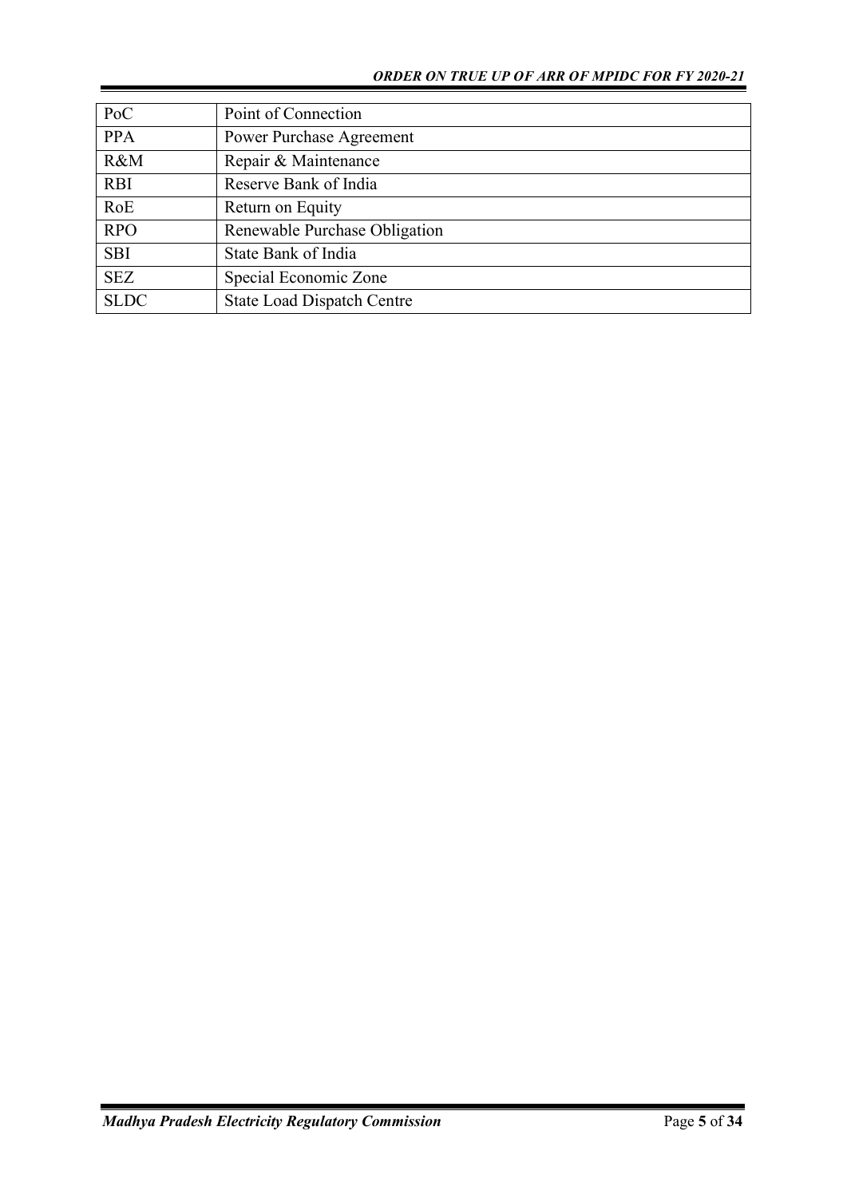| PoC | Point of Connection |
|---|---|
| PPA | Power Purchase Agreement |
| R&M | Repair & Maintenance |
| RBI | Reserve Bank of India |
| RoE | Return on Equity |
| RPO | Renewable Purchase Obligation |
| SBI | State Bank of India |
| SEZ | Special Economic Zone |
| SLDC | State Load Dispatch Centre |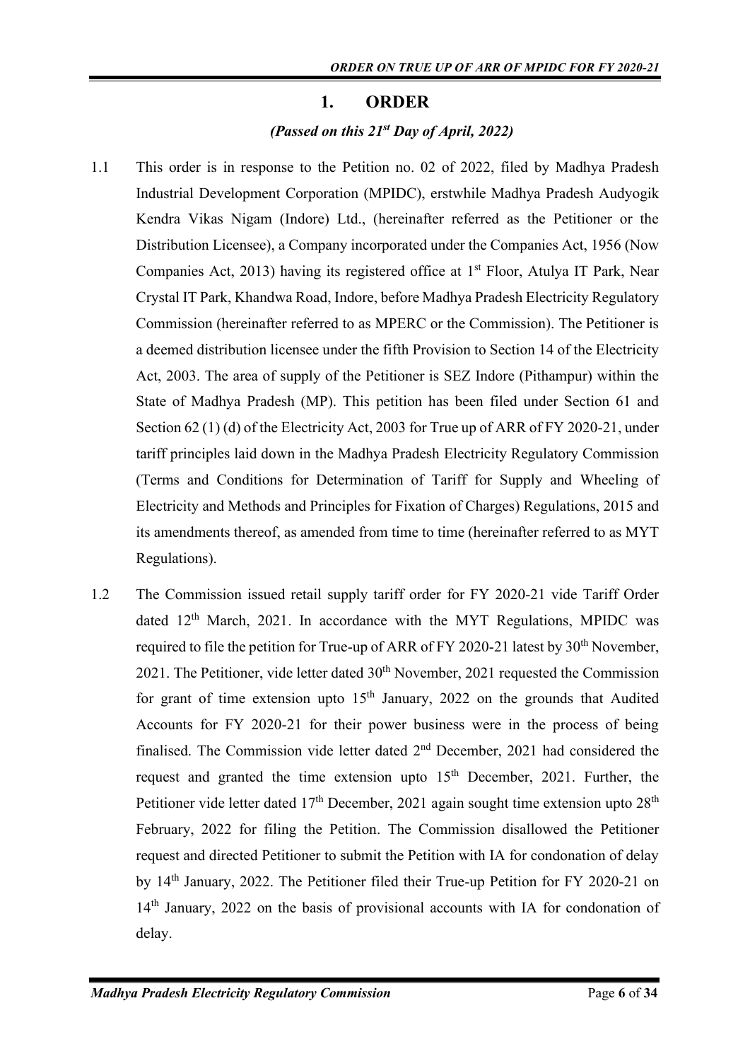# 1. ORDER

*(Passed on this 21st Day of April, 2022)*

1.1 This order is in response to the Petition no. 02 of 2022, filed by Madhya Pradesh Industrial Development Corporation (MPIDC), erstwhile Madhya Pradesh Audyogik Kendra Vikas Nigam (Indore) Ltd., (hereinafter referred as the Petitioner or the Distribution Licensee), a Company incorporated under the Companies Act, 1956 (Now Companies Act, 2013) having its registered office at 1st Floor, Atulya IT Park, Near Crystal IT Park, Khandwa Road, Indore, before Madhya Pradesh Electricity Regulatory Commission (hereinafter referred to as MPERC or the Commission). The Petitioner is a deemed distribution licensee under the fifth Provision to Section 14 of the Electricity Act, 2003. The area of supply of the Petitioner is SEZ Indore (Pithampur) within the State of Madhya Pradesh (MP). This petition has been filed under Section 61 and Section 62 (1) (d) of the Electricity Act, 2003 for True up of ARR of FY 2020-21, under tariff principles laid down in the Madhya Pradesh Electricity Regulatory Commission (Terms and Conditions for Determination of Tariff for Supply and Wheeling of Electricity and Methods and Principles for Fixation of Charges) Regulations, 2015 and its amendments thereof, as amended from time to time (hereinafter referred to as MYT Regulations).

1.2 The Commission issued retail supply tariff order for FY 2020-21 vide Tariff Order dated 12th March, 2021. In accordance with the MYT Regulations, MPIDC was required to file the petition for True-up of ARR of FY 2020-21 latest by 30th November, 2021. The Petitioner, vide letter dated 30th November, 2021 requested the Commission for grant of time extension upto 15th January, 2022 on the grounds that Audited Accounts for FY 2020-21 for their power business were in the process of being finalised. The Commission vide letter dated 2nd December, 2021 had considered the request and granted the time extension upto 15th December, 2021. Further, the Petitioner vide letter dated 17th December, 2021 again sought time extension upto 28th February, 2022 for filing the Petition. The Commission disallowed the Petitioner request and directed Petitioner to submit the Petition with IA for condonation of delay by 14th January, 2022. The Petitioner filed their True-up Petition for FY 2020-21 on 14th January, 2022 on the basis of provisional accounts with IA for condonation of delay.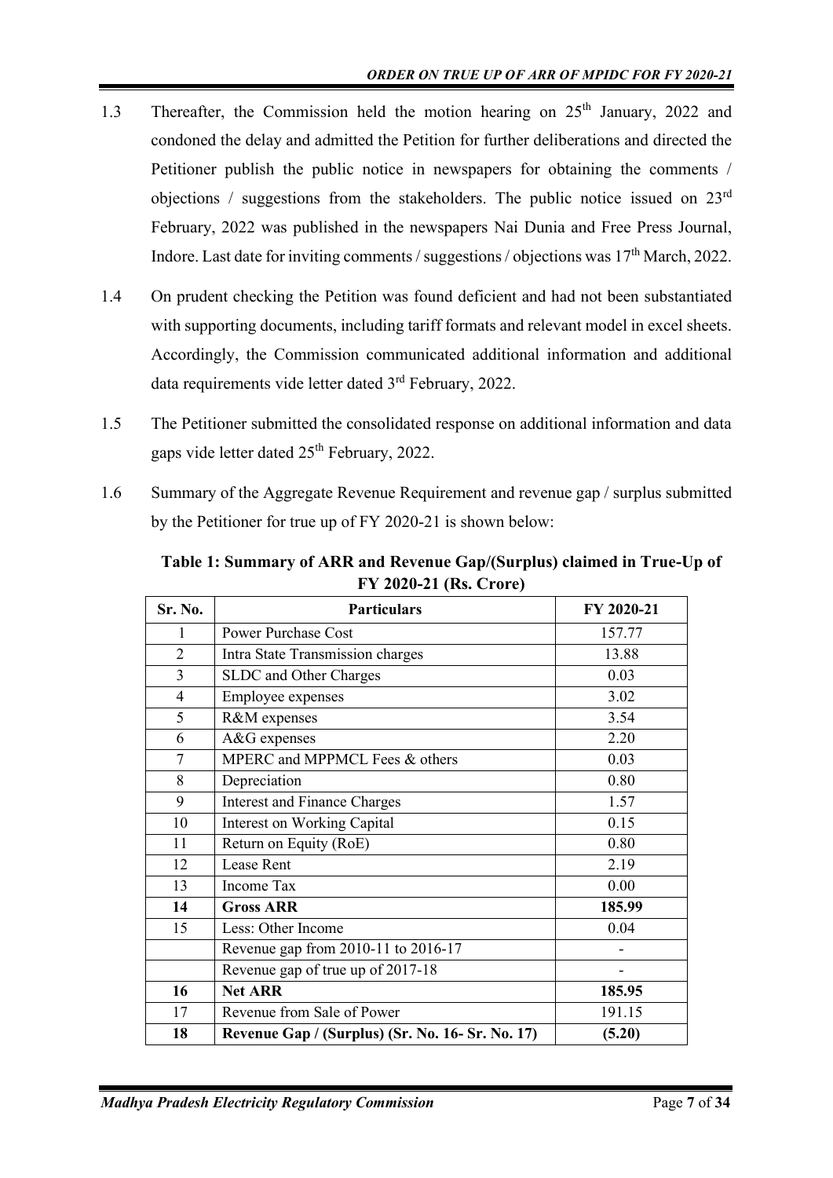1.3 Thereafter, the Commission held the motion hearing on 25th January, 2022 and condoned the delay and admitted the Petition for further deliberations and directed the Petitioner publish the public notice in newspapers for obtaining the comments / objections / suggestions from the stakeholders. The public notice issued on 23rd February, 2022 was published in the newspapers Nai Dunia and Free Press Journal, Indore. Last date for inviting comments / suggestions / objections was 17th March, 2022.

1.4 On prudent checking the Petition was found deficient and had not been substantiated with supporting documents, including tariff formats and relevant model in excel sheets. Accordingly, the Commission communicated additional information and additional data requirements vide letter dated 3rd February, 2022.

1.5 The Petitioner submitted the consolidated response on additional information and data gaps vide letter dated 25th February, 2022.

1.6 Summary of the Aggregate Revenue Requirement and revenue gap / surplus submitted by the Petitioner for true up of FY 2020-21 is shown below:

**Table 1: Summary of ARR and Revenue Gap/(Surplus) claimed in True-Up of FY 2020-21 (Rs. Crore)**

| Sr. No. | Particulars | FY 2020-21 |
|---|---|---|
| 1 | Power Purchase Cost | 157.77 |
| 2 | Intra State Transmission charges | 13.88 |
| 3 | SLDC and Other Charges | 0.03 |
| 4 | Employee expenses | 3.02 |
| 5 | R&M expenses | 3.54 |
| 6 | A&G expenses | 2.20 |
| 7 | MPERC and MPPMCL Fees & others | 0.03 |
| 8 | Depreciation | 0.80 |
| 9 | Interest and Finance Charges | 1.57 |
| 10 | Interest on Working Capital | 0.15 |
| 11 | Return on Equity (RoE) | 0.80 |
| 12 | Lease Rent | 2.19 |
| 13 | Income Tax | 0.00 |
| **14** | **Gross ARR** | **185.99** |
| 15 | Less: Other Income | 0.04 |
| | Revenue gap from 2010-11 to 2016-17 | - |
| | Revenue gap of true up of 2017-18 | - |
| **16** | **Net ARR** | **185.95** |
| 17 | Revenue from Sale of Power | 191.15 |
| **18** | **Revenue Gap / (Surplus) (Sr. No. 16- Sr. No. 17)** | **(5.20)** |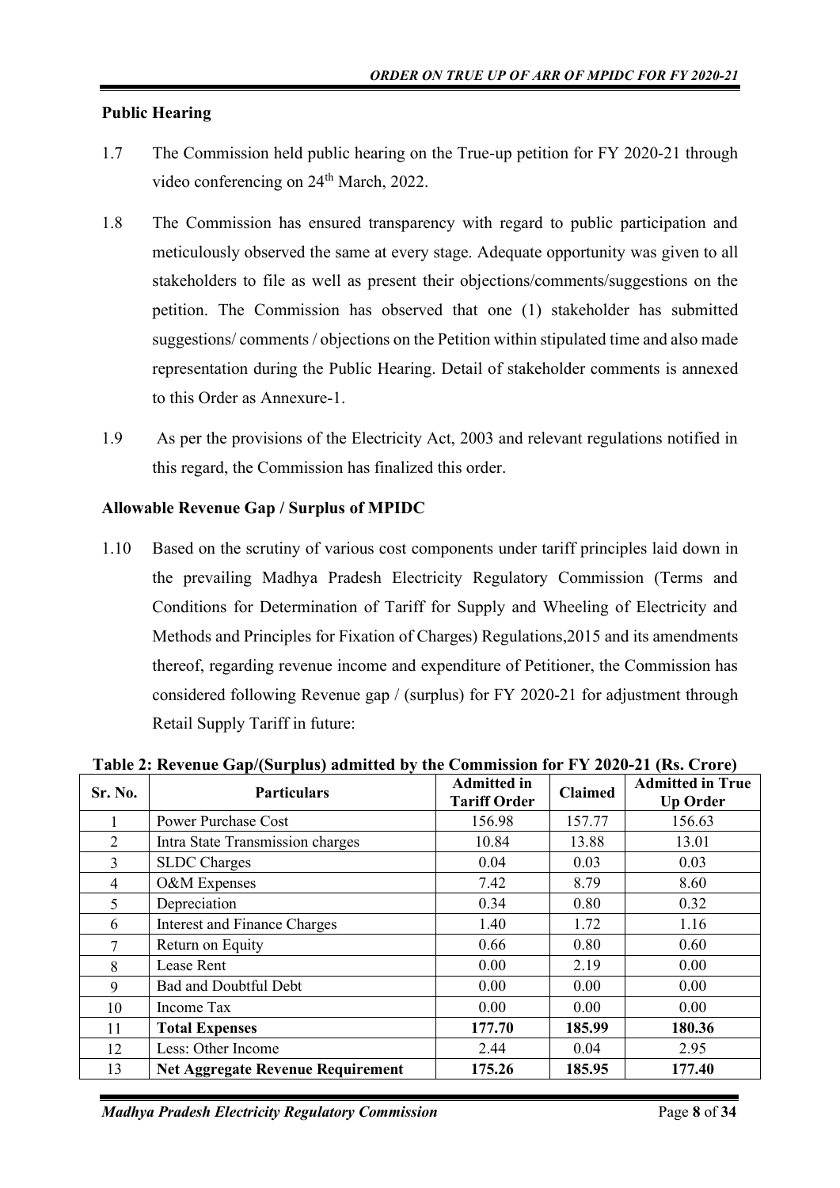**Public Hearing**

1.7 The Commission held public hearing on the True-up petition for FY 2020-21 through video conferencing on 24th March, 2022.

1.8 The Commission has ensured transparency with regard to public participation and meticulously observed the same at every stage. Adequate opportunity was given to all stakeholders to file as well as present their objections/comments/suggestions on the petition. The Commission has observed that one (1) stakeholder has submitted suggestions/ comments / objections on the Petition within stipulated time and also made representation during the Public Hearing. Detail of stakeholder comments is annexed to this Order as Annexure-1.

1.9 As per the provisions of the Electricity Act, 2003 and relevant regulations notified in this regard, the Commission has finalized this order.

**Allowable Revenue Gap / Surplus of MPIDC**

1.10 Based on the scrutiny of various cost components under tariff principles laid down in the prevailing Madhya Pradesh Electricity Regulatory Commission (Terms and Conditions for Determination of Tariff for Supply and Wheeling of Electricity and Methods and Principles for Fixation of Charges) Regulations,2015 and its amendments thereof, regarding revenue income and expenditure of Petitioner, the Commission has considered following Revenue gap / (surplus) for FY 2020-21 for adjustment through Retail Supply Tariff in future:

**Table 2: Revenue Gap/(Surplus) admitted by the Commission for FY 2020-21 (Rs. Crore)**

| Sr. No. | Particulars | Admitted in Tariff Order | Claimed | Admitted in True Up Order |
|---|---|---|---|---|
| 1 | Power Purchase Cost | 156.98 | 157.77 | 156.63 |
| 2 | Intra State Transmission charges | 10.84 | 13.88 | 13.01 |
| 3 | SLDC Charges | 0.04 | 0.03 | 0.03 |
| 4 | O&M Expenses | 7.42 | 8.79 | 8.60 |
| 5 | Depreciation | 0.34 | 0.80 | 0.32 |
| 6 | Interest and Finance Charges | 1.40 | 1.72 | 1.16 |
| 7 | Return on Equity | 0.66 | 0.80 | 0.60 |
| 8 | Lease Rent | 0.00 | 2.19 | 0.00 |
| 9 | Bad and Doubtful Debt | 0.00 | 0.00 | 0.00 |
| 10 | Income Tax | 0.00 | 0.00 | 0.00 |
| 11 | **Total Expenses** | **177.70** | **185.99** | **180.36** |
| 12 | Less: Other Income | 2.44 | 0.04 | 2.95 |
| 13 | **Net Aggregate Revenue Requirement** | **175.26** | **185.95** | **177.40** |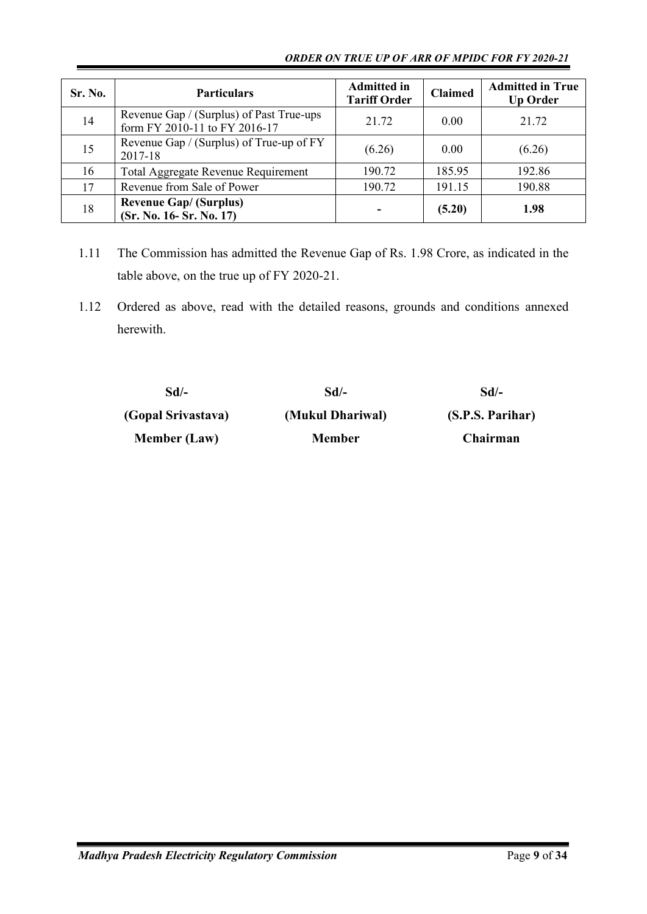| Sr. No. | Particulars | Admitted in Tariff Order | Claimed | Admitted in True Up Order |
|---|---|---|---|---|
| 14 | Revenue Gap / (Surplus) of Past True-ups form FY 2010-11 to FY 2016-17 | 21.72 | 0.00 | 21.72 |
| 15 | Revenue Gap / (Surplus) of True-up of FY 2017-18 | (6.26) | 0.00 | (6.26) |
| 16 | Total Aggregate Revenue Requirement | 190.72 | 185.95 | 192.86 |
| 17 | Revenue from Sale of Power | 190.72 | 191.15 | 190.88 |
| 18 | **Revenue Gap/ (Surplus) (Sr. No. 16- Sr. No. 17)** | **-** | **(5.20)** | **1.98** |

1.11 The Commission has admitted the Revenue Gap of Rs. 1.98 Crore, as indicated in the table above, on the true up of FY 2020-21.

1.12 Ordered as above, read with the detailed reasons, grounds and conditions annexed herewith.

| Sd/- | Sd/- | Sd/- |
|---|---|---|
| **(Gopal Srivastava)** | **(Mukul Dhariwal)** | **(S.P.S. Parihar)** |
| **Member (Law)** | **Member** | **Chairman** |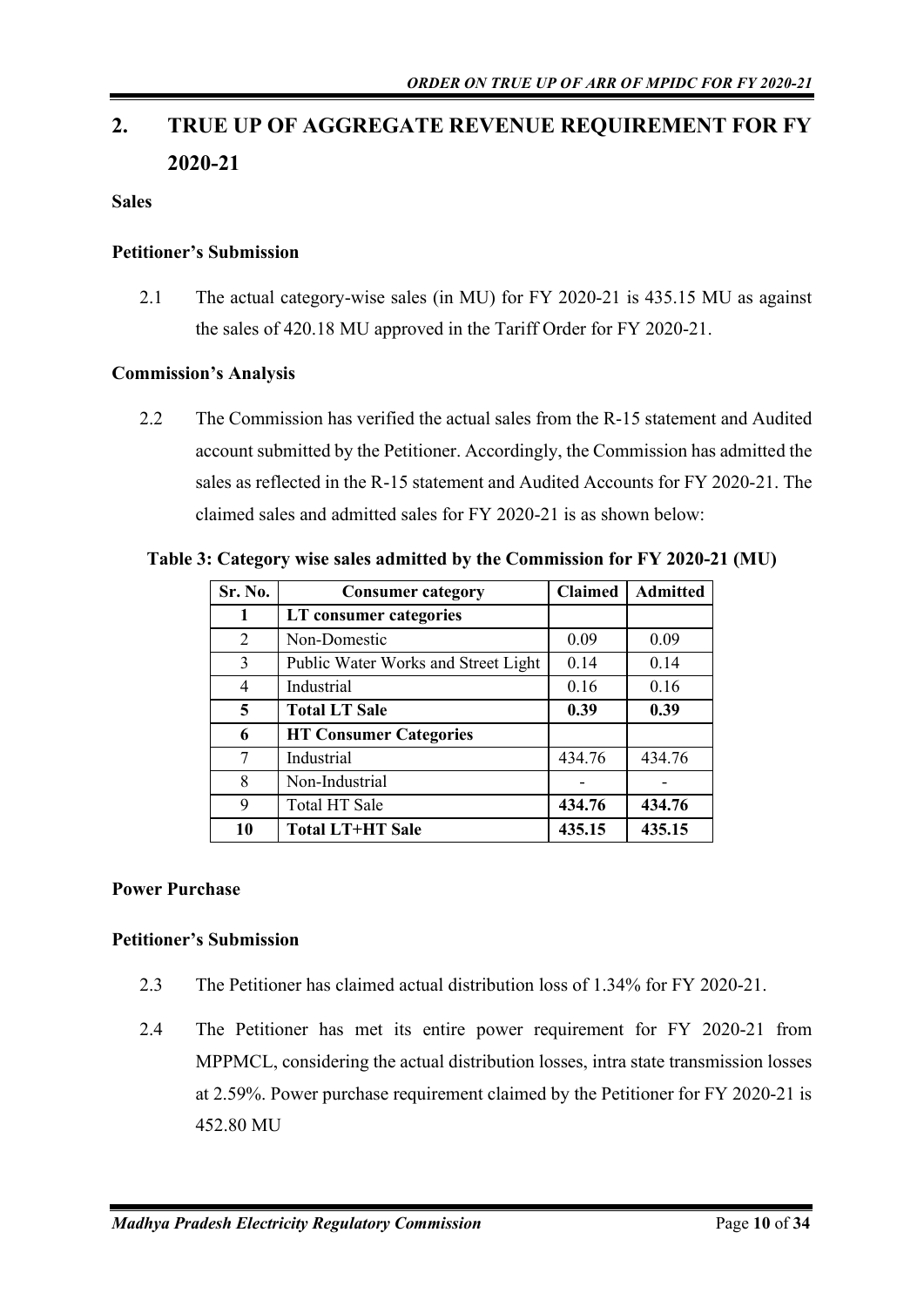## 2. TRUE UP OF AGGREGATE REVENUE REQUIREMENT FOR FY 2020-21

**Sales**

**Petitioner's Submission**

2.1 The actual category-wise sales (in MU) for FY 2020-21 is 435.15 MU as against the sales of 420.18 MU approved in the Tariff Order for FY 2020-21.

**Commission's Analysis**

2.2 The Commission has verified the actual sales from the R-15 statement and Audited account submitted by the Petitioner. Accordingly, the Commission has admitted the sales as reflected in the R-15 statement and Audited Accounts for FY 2020-21. The claimed sales and admitted sales for FY 2020-21 is as shown below:

**Table 3: Category wise sales admitted by the Commission for FY 2020-21 (MU)**

| Sr. No. | Consumer category | Claimed | Admitted |
|---|---|---|---|
| **1** | **LT consumer categories** | | |
| 2 | Non-Domestic | 0.09 | 0.09 |
| 3 | Public Water Works and Street Light | 0.14 | 0.14 |
| 4 | Industrial | 0.16 | 0.16 |
| **5** | **Total LT Sale** | **0.39** | **0.39** |
| **6** | **HT Consumer Categories** | | |
| 7 | Industrial | 434.76 | 434.76 |
| 8 | Non-Industrial | - | - |
| 9 | Total HT Sale | **434.76** | **434.76** |
| **10** | **Total LT+HT Sale** | **435.15** | **435.15** |

**Power Purchase**

**Petitioner's Submission**

2.3 The Petitioner has claimed actual distribution loss of 1.34% for FY 2020-21.

2.4 The Petitioner has met its entire power requirement for FY 2020-21 from MPPMCL, considering the actual distribution losses, intra state transmission losses at 2.59%. Power purchase requirement claimed by the Petitioner for FY 2020-21 is 452.80 MU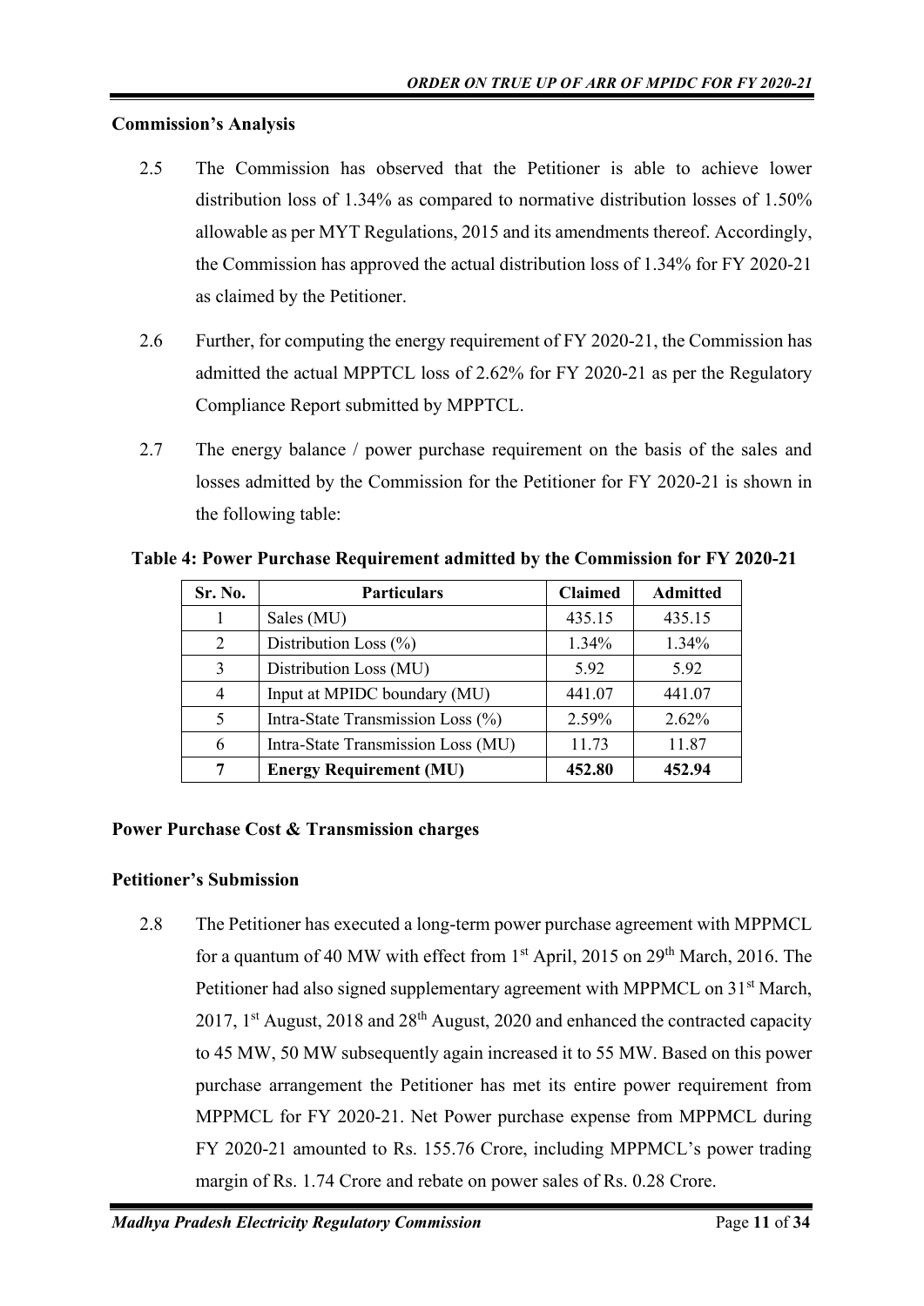### Commission's Analysis

2.5 The Commission has observed that the Petitioner is able to achieve lower distribution loss of 1.34% as compared to normative distribution losses of 1.50% allowable as per MYT Regulations, 2015 and its amendments thereof. Accordingly, the Commission has approved the actual distribution loss of 1.34% for FY 2020-21 as claimed by the Petitioner.

2.6 Further, for computing the energy requirement of FY 2020-21, the Commission has admitted the actual MPPTCL loss of 2.62% for FY 2020-21 as per the Regulatory Compliance Report submitted by MPPTCL.

2.7 The energy balance / power purchase requirement on the basis of the sales and losses admitted by the Commission for the Petitioner for FY 2020-21 is shown in the following table:

**Table 4: Power Purchase Requirement admitted by the Commission for FY 2020-21**

| Sr. No. | Particulars | Claimed | Admitted |
|---|---|---|---|
| 1 | Sales (MU) | 435.15 | 435.15 |
| 2 | Distribution Loss (%) | 1.34% | 1.34% |
| 3 | Distribution Loss (MU) | 5.92 | 5.92 |
| 4 | Input at MPIDC boundary (MU) | 441.07 | 441.07 |
| 5 | Intra-State Transmission Loss (%) | 2.59% | 2.62% |
| 6 | Intra-State Transmission Loss (MU) | 11.73 | 11.87 |
| **7** | **Energy Requirement (MU)** | **452.80** | **452.94** |

### Power Purchase Cost & Transmission charges

### Petitioner's Submission

2.8 The Petitioner has executed a long-term power purchase agreement with MPPMCL for a quantum of 40 MW with effect from 1st April, 2015 on 29th March, 2016. The Petitioner had also signed supplementary agreement with MPPMCL on 31st March, 2017, 1st August, 2018 and 28th August, 2020 and enhanced the contracted capacity to 45 MW, 50 MW subsequently again increased it to 55 MW. Based on this power purchase arrangement the Petitioner has met its entire power requirement from MPPMCL for FY 2020-21. Net Power purchase expense from MPPMCL during FY 2020-21 amounted to Rs. 155.76 Crore, including MPPMCL's power trading margin of Rs. 1.74 Crore and rebate on power sales of Rs. 0.28 Crore.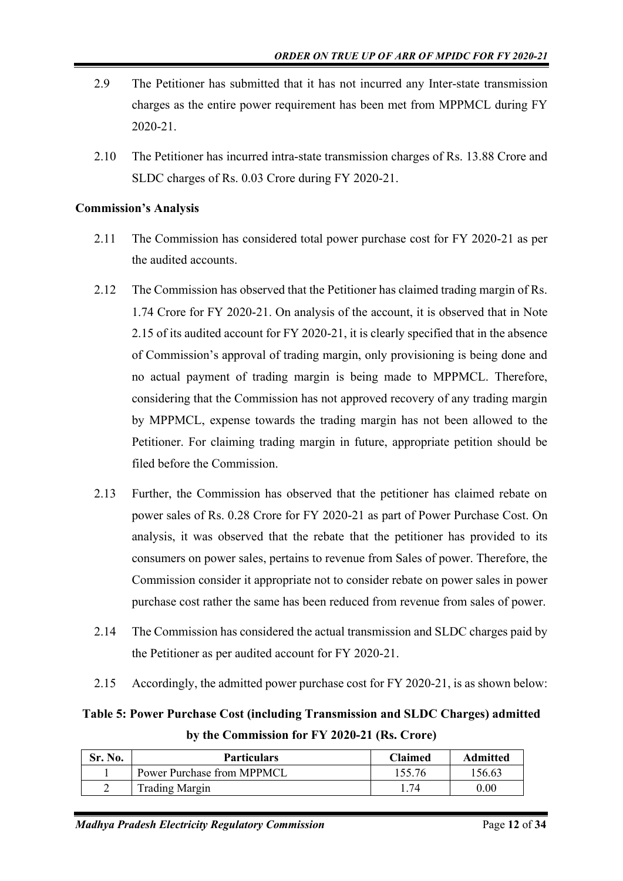2.9 The Petitioner has submitted that it has not incurred any Inter-state transmission charges as the entire power requirement has been met from MPPMCL during FY 2020-21.

2.10 The Petitioner has incurred intra-state transmission charges of Rs. 13.88 Crore and SLDC charges of Rs. 0.03 Crore during FY 2020-21.

**Commission's Analysis**

2.11 The Commission has considered total power purchase cost for FY 2020-21 as per the audited accounts.

2.12 The Commission has observed that the Petitioner has claimed trading margin of Rs. 1.74 Crore for FY 2020-21. On analysis of the account, it is observed that in Note 2.15 of its audited account for FY 2020-21, it is clearly specified that in the absence of Commission's approval of trading margin, only provisioning is being done and no actual payment of trading margin is being made to MPPMCL. Therefore, considering that the Commission has not approved recovery of any trading margin by MPPMCL, expense towards the trading margin has not been allowed to the Petitioner. For claiming trading margin in future, appropriate petition should be filed before the Commission.

2.13 Further, the Commission has observed that the petitioner has claimed rebate on power sales of Rs. 0.28 Crore for FY 2020-21 as part of Power Purchase Cost. On analysis, it was observed that the rebate that the petitioner has provided to its consumers on power sales, pertains to revenue from Sales of power. Therefore, the Commission consider it appropriate not to consider rebate on power sales in power purchase cost rather the same has been reduced from revenue from sales of power.

2.14 The Commission has considered the actual transmission and SLDC charges paid by the Petitioner as per audited account for FY 2020-21.

2.15 Accordingly, the admitted power purchase cost for FY 2020-21, is as shown below:

**Table 5: Power Purchase Cost (including Transmission and SLDC Charges) admitted by the Commission for FY 2020-21 (Rs. Crore)**

| Sr. No. | Particulars | Claimed | Admitted |
|---|---|---|---|
| 1 | Power Purchase from MPPMCL | 155.76 | 156.63 |
| 2 | Trading Margin | 1.74 | 0.00 |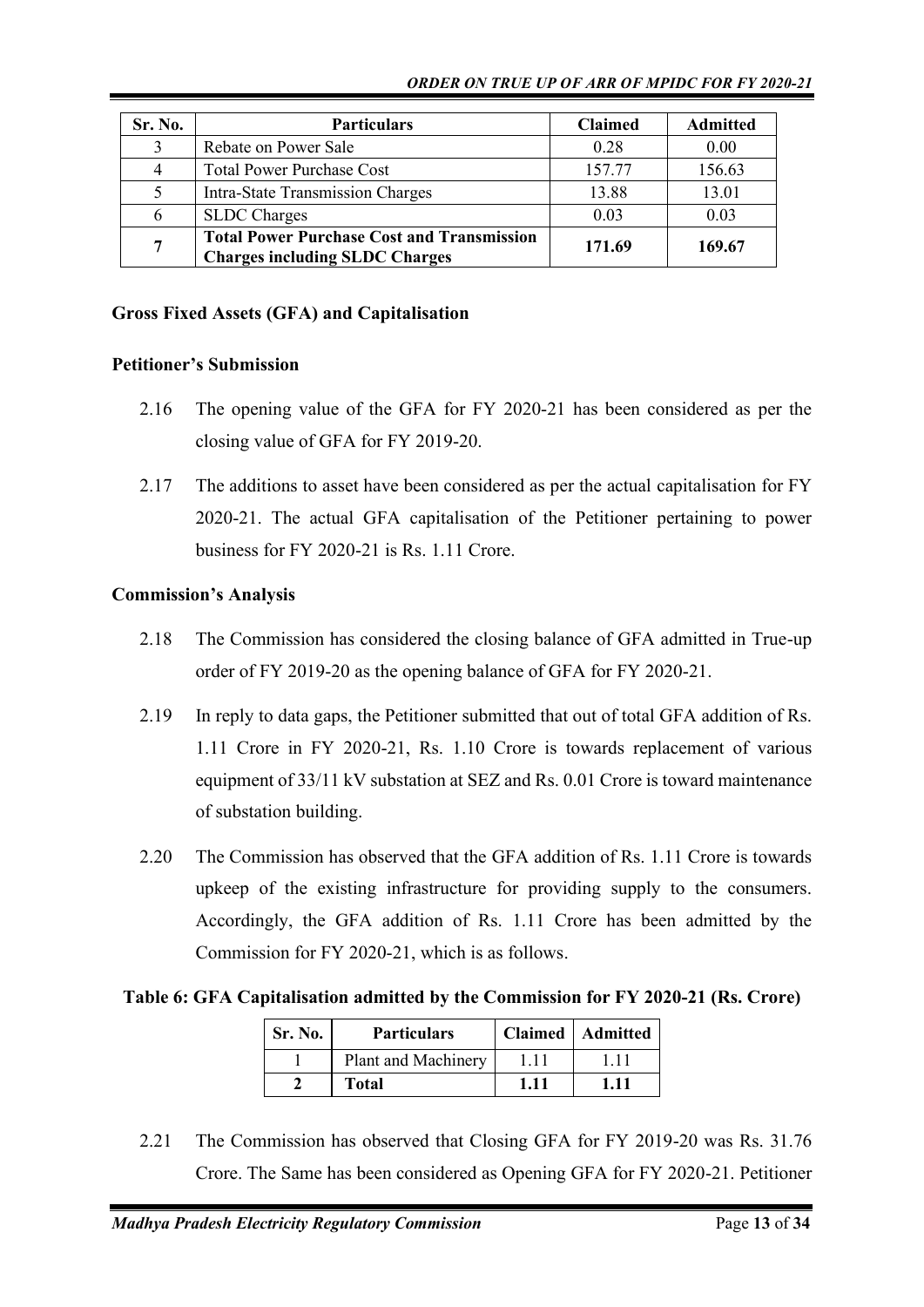| Sr. No. | Particulars | Claimed | Admitted |
|---|---|---|---|
| 3 | Rebate on Power Sale | 0.28 | 0.00 |
| 4 | Total Power Purchase Cost | 157.77 | 156.63 |
| 5 | Intra-State Transmission Charges | 13.88 | 13.01 |
| 6 | SLDC Charges | 0.03 | 0.03 |
| **7** | **Total Power Purchase Cost and Transmission Charges including SLDC Charges** | **171.69** | **169.67** |

**Gross Fixed Assets (GFA) and Capitalisation**

**Petitioner's Submission**

2.16 The opening value of the GFA for FY 2020-21 has been considered as per the closing value of GFA for FY 2019-20.

2.17 The additions to asset have been considered as per the actual capitalisation for FY 2020-21. The actual GFA capitalisation of the Petitioner pertaining to power business for FY 2020-21 is Rs. 1.11 Crore.

**Commission's Analysis**

2.18 The Commission has considered the closing balance of GFA admitted in True-up order of FY 2019-20 as the opening balance of GFA for FY 2020-21.

2.19 In reply to data gaps, the Petitioner submitted that out of total GFA addition of Rs. 1.11 Crore in FY 2020-21, Rs. 1.10 Crore is towards replacement of various equipment of 33/11 kV substation at SEZ and Rs. 0.01 Crore is toward maintenance of substation building.

2.20 The Commission has observed that the GFA addition of Rs. 1.11 Crore is towards upkeep of the existing infrastructure for providing supply to the consumers. Accordingly, the GFA addition of Rs. 1.11 Crore has been admitted by the Commission for FY 2020-21, which is as follows.

**Table 6: GFA Capitalisation admitted by the Commission for FY 2020-21 (Rs. Crore)**

| Sr. No. | Particulars | Claimed | Admitted |
|---|---|---|---|
| 1 | Plant and Machinery | 1.11 | 1.11 |
| **2** | **Total** | **1.11** | **1.11** |

2.21 The Commission has observed that Closing GFA for FY 2019-20 was Rs. 31.76 Crore. The Same has been considered as Opening GFA for FY 2020-21. Petitioner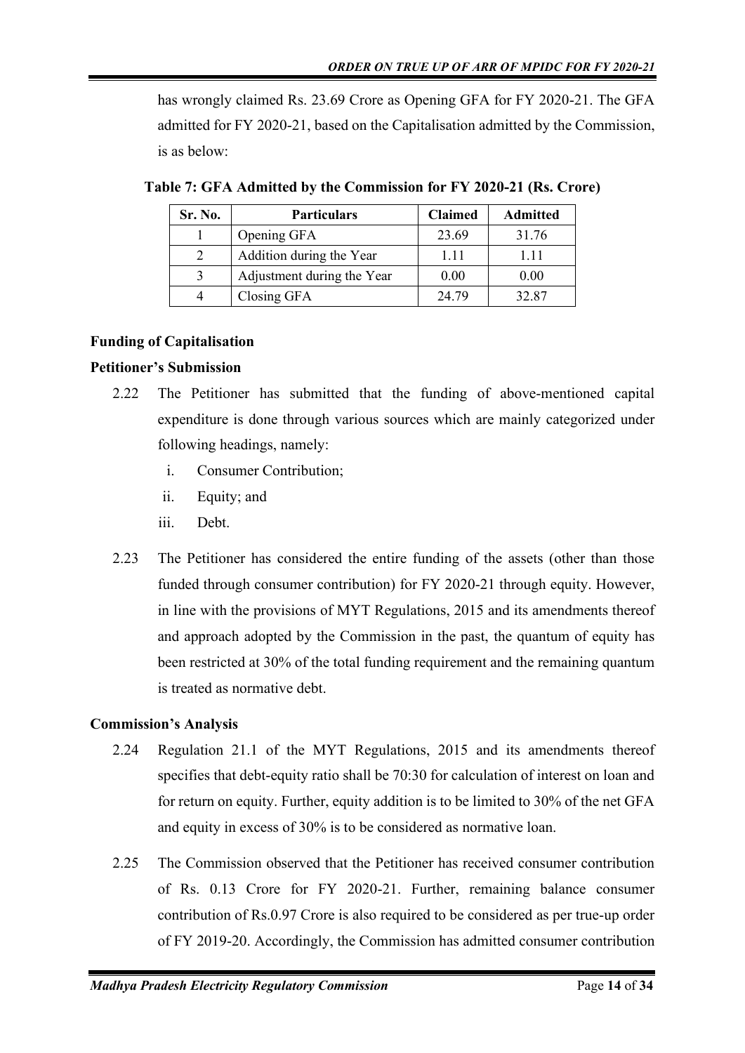has wrongly claimed Rs. 23.69 Crore as Opening GFA for FY 2020-21. The GFA admitted for FY 2020-21, based on the Capitalisation admitted by the Commission, is as below:

**Table 7: GFA Admitted by the Commission for FY 2020-21 (Rs. Crore)**

| Sr. No. | Particulars | Claimed | Admitted |
|---|---|---|---|
| 1 | Opening GFA | 23.69 | 31.76 |
| 2 | Addition during the Year | 1.11 | 1.11 |
| 3 | Adjustment during the Year | 0.00 | 0.00 |
| 4 | Closing GFA | 24.79 | 32.87 |

**Funding of Capitalisation**

**Petitioner's Submission**

2.22 The Petitioner has submitted that the funding of above-mentioned capital expenditure is done through various sources which are mainly categorized under following headings, namely:

i. Consumer Contribution;

ii. Equity; and

iii. Debt.

2.23 The Petitioner has considered the entire funding of the assets (other than those funded through consumer contribution) for FY 2020-21 through equity. However, in line with the provisions of MYT Regulations, 2015 and its amendments thereof and approach adopted by the Commission in the past, the quantum of equity has been restricted at 30% of the total funding requirement and the remaining quantum is treated as normative debt.

**Commission's Analysis**

2.24 Regulation 21.1 of the MYT Regulations, 2015 and its amendments thereof specifies that debt-equity ratio shall be 70:30 for calculation of interest on loan and for return on equity. Further, equity addition is to be limited to 30% of the net GFA and equity in excess of 30% is to be considered as normative loan.

2.25 The Commission observed that the Petitioner has received consumer contribution of Rs. 0.13 Crore for FY 2020-21. Further, remaining balance consumer contribution of Rs.0.97 Crore is also required to be considered as per true-up order of FY 2019-20. Accordingly, the Commission has admitted consumer contribution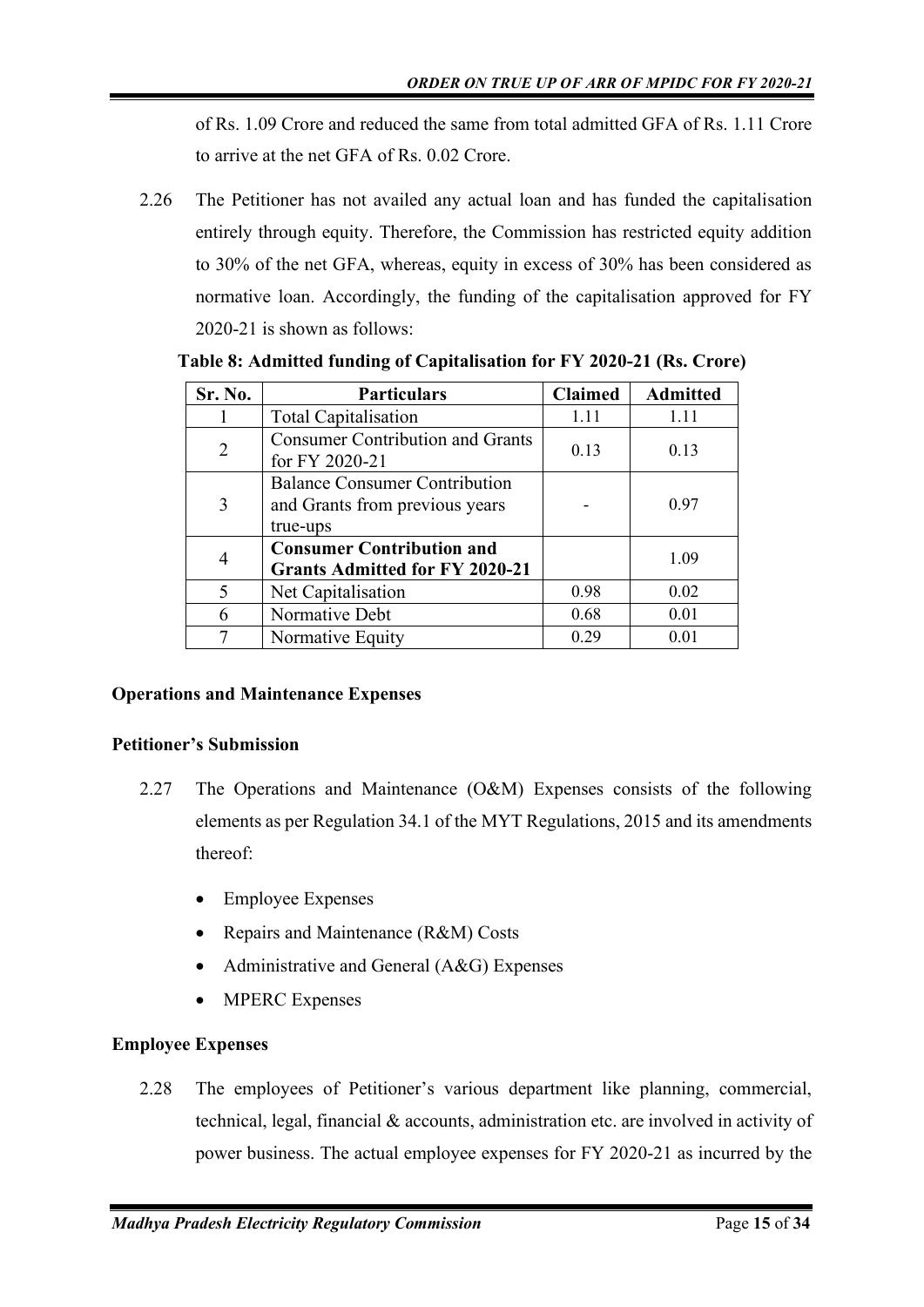of Rs. 1.09 Crore and reduced the same from total admitted GFA of Rs. 1.11 Crore to arrive at the net GFA of Rs. 0.02 Crore.

2.26 The Petitioner has not availed any actual loan and has funded the capitalisation entirely through equity. Therefore, the Commission has restricted equity addition to 30% of the net GFA, whereas, equity in excess of 30% has been considered as normative loan. Accordingly, the funding of the capitalisation approved for FY 2020-21 is shown as follows:

**Table 8: Admitted funding of Capitalisation for FY 2020-21 (Rs. Crore)**

| Sr. No. | Particulars | Claimed | Admitted |
|---|---|---|---|
| 1 | Total Capitalisation | 1.11 | 1.11 |
| 2 | Consumer Contribution and Grants for FY 2020-21 | 0.13 | 0.13 |
| 3 | Balance Consumer Contribution and Grants from previous years true-ups | - | 0.97 |
| 4 | **Consumer Contribution and Grants Admitted for FY 2020-21** | | 1.09 |
| 5 | Net Capitalisation | 0.98 | 0.02 |
| 6 | Normative Debt | 0.68 | 0.01 |
| 7 | Normative Equity | 0.29 | 0.01 |

**Operations and Maintenance Expenses**

**Petitioner's Submission**

2.27 The Operations and Maintenance (O&M) Expenses consists of the following elements as per Regulation 34.1 of the MYT Regulations, 2015 and its amendments thereof:

- Employee Expenses
- Repairs and Maintenance (R&M) Costs
- Administrative and General (A&G) Expenses
- MPERC Expenses

**Employee Expenses**

2.28 The employees of Petitioner's various department like planning, commercial, technical, legal, financial & accounts, administration etc. are involved in activity of power business. The actual employee expenses for FY 2020-21 as incurred by the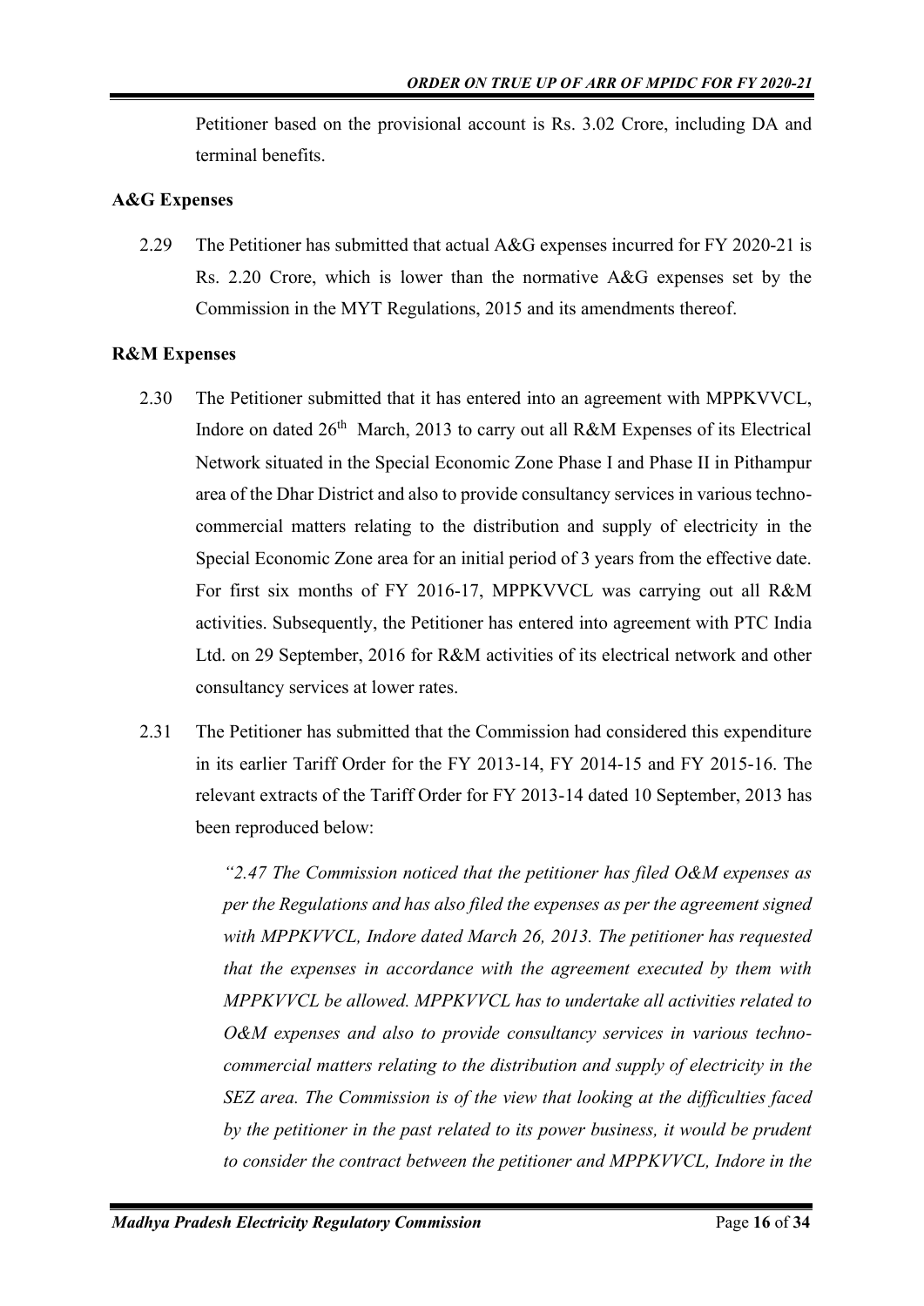Petitioner based on the provisional account is Rs. 3.02 Crore, including DA and terminal benefits.

**A&G Expenses**

2.29 The Petitioner has submitted that actual A&G expenses incurred for FY 2020-21 is Rs. 2.20 Crore, which is lower than the normative A&G expenses set by the Commission in the MYT Regulations, 2015 and its amendments thereof.

**R&M Expenses**

2.30 The Petitioner submitted that it has entered into an agreement with MPPKVVCL, Indore on dated 26th March, 2013 to carry out all R&M Expenses of its Electrical Network situated in the Special Economic Zone Phase I and Phase II in Pithampur area of the Dhar District and also to provide consultancy services in various techno-commercial matters relating to the distribution and supply of electricity in the Special Economic Zone area for an initial period of 3 years from the effective date. For first six months of FY 2016-17, MPPKVVCL was carrying out all R&M activities. Subsequently, the Petitioner has entered into agreement with PTC India Ltd. on 29 September, 2016 for R&M activities of its electrical network and other consultancy services at lower rates.

2.31 The Petitioner has submitted that the Commission had considered this expenditure in its earlier Tariff Order for the FY 2013-14, FY 2014-15 and FY 2015-16. The relevant extracts of the Tariff Order for FY 2013-14 dated 10 September, 2013 has been reproduced below:

> *"2.47 The Commission noticed that the petitioner has filed O&M expenses as per the Regulations and has also filed the expenses as per the agreement signed with MPPKVVCL, Indore dated March 26, 2013. The petitioner has requested that the expenses in accordance with the agreement executed by them with MPPKVVCL be allowed. MPPKVVCL has to undertake all activities related to O&M expenses and also to provide consultancy services in various techno-commercial matters relating to the distribution and supply of electricity in the SEZ area. The Commission is of the view that looking at the difficulties faced by the petitioner in the past related to its power business, it would be prudent to consider the contract between the petitioner and MPPKVVCL, Indore in the*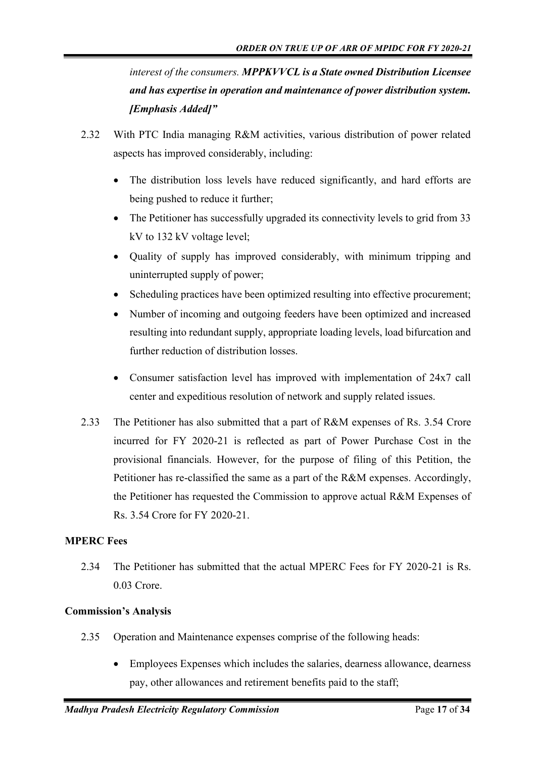*interest of the consumers.* ***MPPKVVCL is a State owned Distribution Licensee and has expertise in operation and maintenance of power distribution system. [Emphasis Added]"***

2.32 With PTC India managing R&M activities, various distribution of power related aspects has improved considerably, including:

- The distribution loss levels have reduced significantly, and hard efforts are being pushed to reduce it further;
- The Petitioner has successfully upgraded its connectivity levels to grid from 33 kV to 132 kV voltage level;
- Quality of supply has improved considerably, with minimum tripping and uninterrupted supply of power;
- Scheduling practices have been optimized resulting into effective procurement;
- Number of incoming and outgoing feeders have been optimized and increased resulting into redundant supply, appropriate loading levels, load bifurcation and further reduction of distribution losses.
- Consumer satisfaction level has improved with implementation of 24x7 call center and expeditious resolution of network and supply related issues.

2.33 The Petitioner has also submitted that a part of R&M expenses of Rs. 3.54 Crore incurred for FY 2020-21 is reflected as part of Power Purchase Cost in the provisional financials. However, for the purpose of filing of this Petition, the Petitioner has re-classified the same as a part of the R&M expenses. Accordingly, the Petitioner has requested the Commission to approve actual R&M Expenses of Rs. 3.54 Crore for FY 2020-21.

**MPERC Fees**

2.34 The Petitioner has submitted that the actual MPERC Fees for FY 2020-21 is Rs. 0.03 Crore.

**Commission's Analysis**

2.35 Operation and Maintenance expenses comprise of the following heads:

- Employees Expenses which includes the salaries, dearness allowance, dearness pay, other allowances and retirement benefits paid to the staff;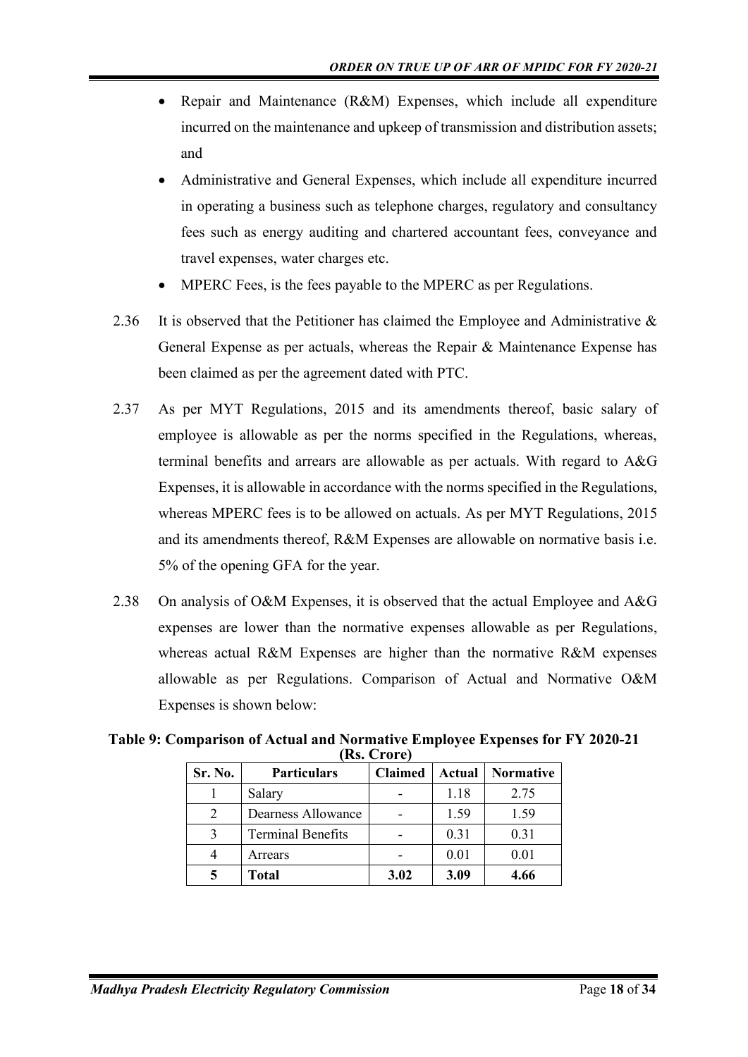- Repair and Maintenance (R&M) Expenses, which include all expenditure incurred on the maintenance and upkeep of transmission and distribution assets; and
- Administrative and General Expenses, which include all expenditure incurred in operating a business such as telephone charges, regulatory and consultancy fees such as energy auditing and chartered accountant fees, conveyance and travel expenses, water charges etc.
- MPERC Fees, is the fees payable to the MPERC as per Regulations.

2.36 It is observed that the Petitioner has claimed the Employee and Administrative & General Expense as per actuals, whereas the Repair & Maintenance Expense has been claimed as per the agreement dated with PTC.

2.37 As per MYT Regulations, 2015 and its amendments thereof, basic salary of employee is allowable as per the norms specified in the Regulations, whereas, terminal benefits and arrears are allowable as per actuals. With regard to A&G Expenses, it is allowable in accordance with the norms specified in the Regulations, whereas MPERC fees is to be allowed on actuals. As per MYT Regulations, 2015 and its amendments thereof, R&M Expenses are allowable on normative basis i.e. 5% of the opening GFA for the year.

2.38 On analysis of O&M Expenses, it is observed that the actual Employee and A&G expenses are lower than the normative expenses allowable as per Regulations, whereas actual R&M Expenses are higher than the normative R&M expenses allowable as per Regulations. Comparison of Actual and Normative O&M Expenses is shown below:

**Table 9: Comparison of Actual and Normative Employee Expenses for FY 2020-21 (Rs. Crore)**

| Sr. No. | Particulars | Claimed | Actual | Normative |
|---|---|---|---|---|
| 1 | Salary | - | 1.18 | 2.75 |
| 2 | Dearness Allowance | - | 1.59 | 1.59 |
| 3 | Terminal Benefits | - | 0.31 | 0.31 |
| 4 | Arrears | - | 0.01 | 0.01 |
| **5** | **Total** | **3.02** | **3.09** | **4.66** |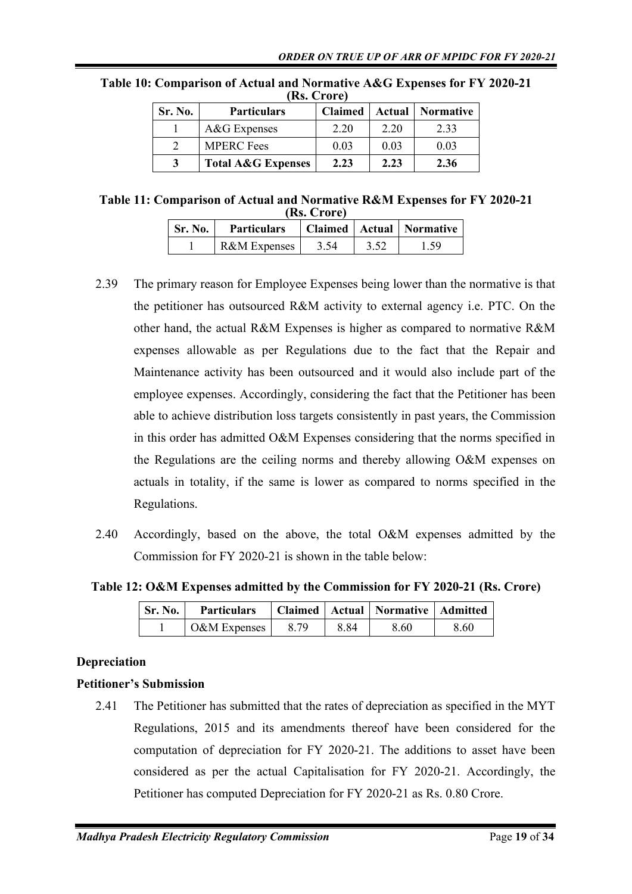**Table 10: Comparison of Actual and Normative A&G Expenses for FY 2020-21 (Rs. Crore)**

| Sr. No. | Particulars | Claimed | Actual | Normative |
|---|---|---|---|---|
| 1 | A&G Expenses | 2.20 | 2.20 | 2.33 |
| 2 | MPERC Fees | 0.03 | 0.03 | 0.03 |
| **3** | **Total A&G Expenses** | **2.23** | **2.23** | **2.36** |

**Table 11: Comparison of Actual and Normative R&M Expenses for FY 2020-21 (Rs. Crore)**

| Sr. No. | Particulars | Claimed | Actual | Normative |
|---|---|---|---|---|
| 1 | R&M Expenses | 3.54 | 3.52 | 1.59 |

2.39 The primary reason for Employee Expenses being lower than the normative is that the petitioner has outsourced R&M activity to external agency i.e. PTC. On the other hand, the actual R&M Expenses is higher as compared to normative R&M expenses allowable as per Regulations due to the fact that the Repair and Maintenance activity has been outsourced and it would also include part of the employee expenses. Accordingly, considering the fact that the Petitioner has been able to achieve distribution loss targets consistently in past years, the Commission in this order has admitted O&M Expenses considering that the norms specified in the Regulations are the ceiling norms and thereby allowing O&M expenses on actuals in totality, if the same is lower as compared to norms specified in the Regulations.

2.40 Accordingly, based on the above, the total O&M expenses admitted by the Commission for FY 2020-21 is shown in the table below:

**Table 12: O&M Expenses admitted by the Commission for FY 2020-21 (Rs. Crore)**

| Sr. No. | Particulars | Claimed | Actual | Normative | Admitted |
|---|---|---|---|---|---|
| 1 | O&M Expenses | 8.79 | 8.84 | 8.60 | 8.60 |

**Depreciation**

**Petitioner's Submission**

2.41 The Petitioner has submitted that the rates of depreciation as specified in the MYT Regulations, 2015 and its amendments thereof have been considered for the computation of depreciation for FY 2020-21. The additions to asset have been considered as per the actual Capitalisation for FY 2020-21. Accordingly, the Petitioner has computed Depreciation for FY 2020-21 as Rs. 0.80 Crore.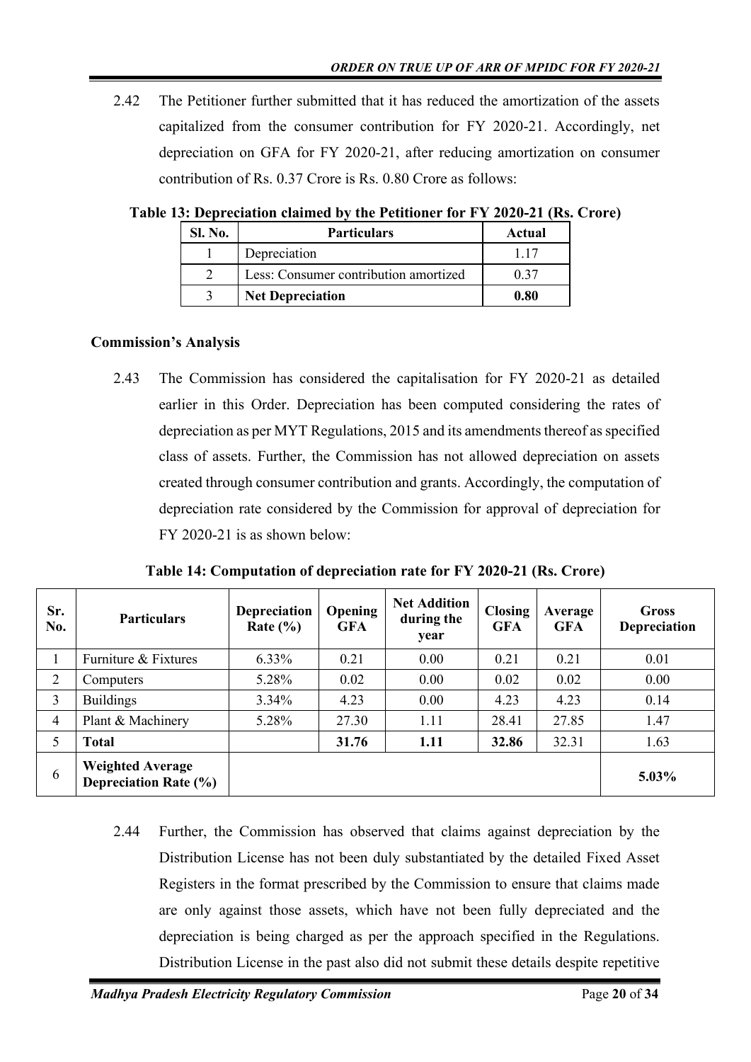2.42 The Petitioner further submitted that it has reduced the amortization of the assets capitalized from the consumer contribution for FY 2020-21. Accordingly, net depreciation on GFA for FY 2020-21, after reducing amortization on consumer contribution of Rs. 0.37 Crore is Rs. 0.80 Crore as follows:

**Table 13: Depreciation claimed by the Petitioner for FY 2020-21 (Rs. Crore)**

| Sl. No. | Particulars | Actual |
|---|---|---|
| 1 | Depreciation | 1.17 |
| 2 | Less: Consumer contribution amortized | 0.37 |
| 3 | **Net Depreciation** | **0.80** |

### Commission's Analysis

2.43 The Commission has considered the capitalisation for FY 2020-21 as detailed earlier in this Order. Depreciation has been computed considering the rates of depreciation as per MYT Regulations, 2015 and its amendments thereof as specified class of assets. Further, the Commission has not allowed depreciation on assets created through consumer contribution and grants. Accordingly, the computation of depreciation rate considered by the Commission for approval of depreciation for FY 2020-21 is as shown below:

**Table 14: Computation of depreciation rate for FY 2020-21 (Rs. Crore)**

| Sr. No. | Particulars | Depreciation Rate (%) | Opening GFA | Net Addition during the year | Closing GFA | Average GFA | Gross Depreciation |
|---|---|---|---|---|---|---|---|
| 1 | Furniture & Fixtures | 6.33% | 0.21 | 0.00 | 0.21 | 0.21 | 0.01 |
| 2 | Computers | 5.28% | 0.02 | 0.00 | 0.02 | 0.02 | 0.00 |
| 3 | Buildings | 3.34% | 4.23 | 0.00 | 4.23 | 4.23 | 0.14 |
| 4 | Plant & Machinery | 5.28% | 27.30 | 1.11 | 28.41 | 27.85 | 1.47 |
| 5 | **Total** | | **31.76** | **1.11** | **32.86** | 32.31 | 1.63 |
| 6 | **Weighted Average Depreciation Rate (%)** | | | | | | **5.03%** |

2.44 Further, the Commission has observed that claims against depreciation by the Distribution License has not been duly substantiated by the detailed Fixed Asset Registers in the format prescribed by the Commission to ensure that claims made are only against those assets, which have not been fully depreciated and the depreciation is being charged as per the approach specified in the Regulations. Distribution License in the past also did not submit these details despite repetitive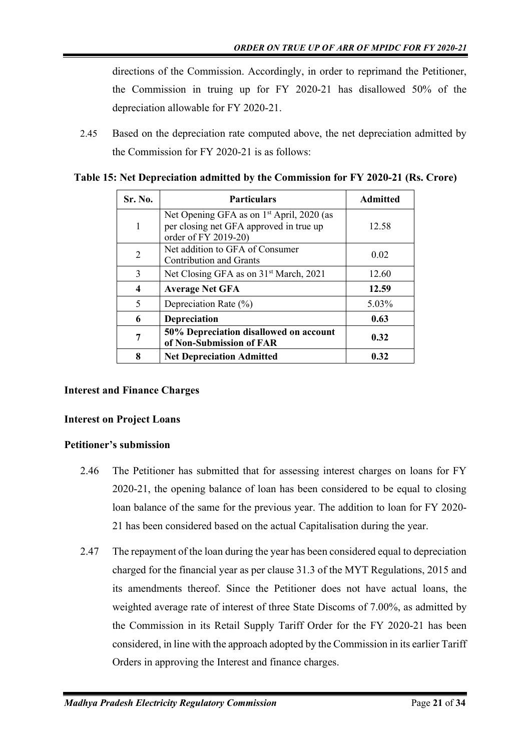directions of the Commission. Accordingly, in order to reprimand the Petitioner, the Commission in truing up for FY 2020-21 has disallowed 50% of the depreciation allowable for FY 2020-21.

2.45 Based on the depreciation rate computed above, the net depreciation admitted by the Commission for FY 2020-21 is as follows:

**Table 15: Net Depreciation admitted by the Commission for FY 2020-21 (Rs. Crore)**

| Sr. No. | Particulars | Admitted |
|---|---|---|
| 1 | Net Opening GFA as on 1st April, 2020 (as per closing net GFA approved in true up order of FY 2019-20) | 12.58 |
| 2 | Net addition to GFA of Consumer Contribution and Grants | 0.02 |
| 3 | Net Closing GFA as on 31st March, 2021 | 12.60 |
| **4** | **Average Net GFA** | **12.59** |
| 5 | Depreciation Rate (%) | 5.03% |
| **6** | **Depreciation** | **0.63** |
| **7** | **50% Depreciation disallowed on account of Non-Submission of FAR** | **0.32** |
| **8** | **Net Depreciation Admitted** | **0.32** |

**Interest and Finance Charges**

**Interest on Project Loans**

**Petitioner's submission**

2.46 The Petitioner has submitted that for assessing interest charges on loans for FY 2020-21, the opening balance of loan has been considered to be equal to closing loan balance of the same for the previous year. The addition to loan for FY 2020-21 has been considered based on the actual Capitalisation during the year.

2.47 The repayment of the loan during the year has been considered equal to depreciation charged for the financial year as per clause 31.3 of the MYT Regulations, 2015 and its amendments thereof. Since the Petitioner does not have actual loans, the weighted average rate of interest of three State Discoms of 7.00%, as admitted by the Commission in its Retail Supply Tariff Order for the FY 2020-21 has been considered, in line with the approach adopted by the Commission in its earlier Tariff Orders in approving the Interest and finance charges.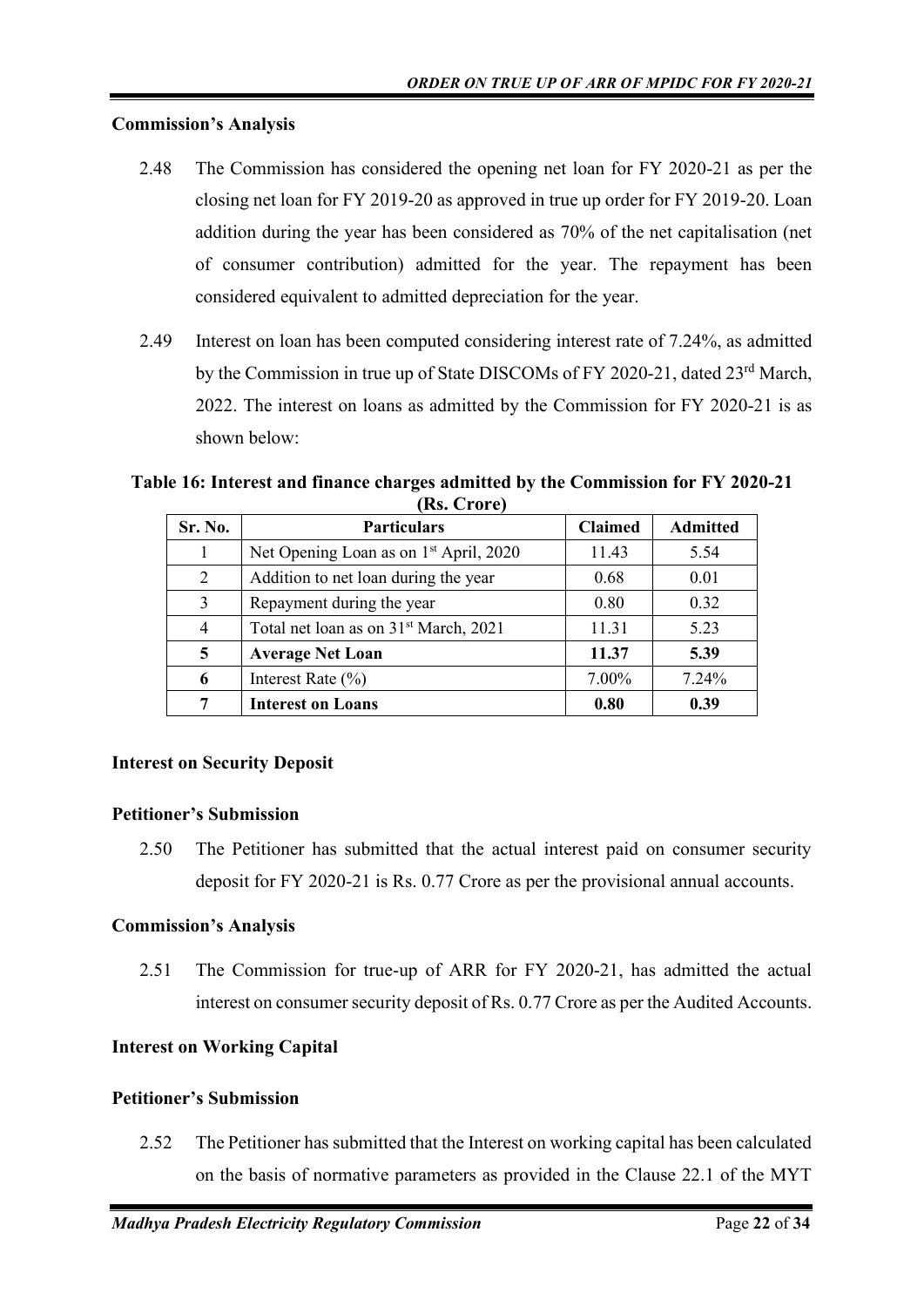**Commission's Analysis**

2.48 The Commission has considered the opening net loan for FY 2020-21 as per the closing net loan for FY 2019-20 as approved in true up order for FY 2019-20. Loan addition during the year has been considered as 70% of the net capitalisation (net of consumer contribution) admitted for the year. The repayment has been considered equivalent to admitted depreciation for the year.

2.49 Interest on loan has been computed considering interest rate of 7.24%, as admitted by the Commission in true up of State DISCOMs of FY 2020-21, dated 23rd March, 2022. The interest on loans as admitted by the Commission for FY 2020-21 is as shown below:

**Table 16: Interest and finance charges admitted by the Commission for FY 2020-21 (Rs. Crore)**

| Sr. No. | Particulars | Claimed | Admitted |
|---|---|---|---|
| 1 | Net Opening Loan as on 1st April, 2020 | 11.43 | 5.54 |
| 2 | Addition to net loan during the year | 0.68 | 0.01 |
| 3 | Repayment during the year | 0.80 | 0.32 |
| 4 | Total net loan as on 31st March, 2021 | 11.31 | 5.23 |
| **5** | **Average Net Loan** | **11.37** | **5.39** |
| **6** | Interest Rate (%) | 7.00% | 7.24% |
| **7** | **Interest on Loans** | **0.80** | **0.39** |

**Interest on Security Deposit**

**Petitioner's Submission**

2.50 The Petitioner has submitted that the actual interest paid on consumer security deposit for FY 2020-21 is Rs. 0.77 Crore as per the provisional annual accounts.

**Commission's Analysis**

2.51 The Commission for true-up of ARR for FY 2020-21, has admitted the actual interest on consumer security deposit of Rs. 0.77 Crore as per the Audited Accounts.

**Interest on Working Capital**

**Petitioner's Submission**

2.52 The Petitioner has submitted that the Interest on working capital has been calculated on the basis of normative parameters as provided in the Clause 22.1 of the MYT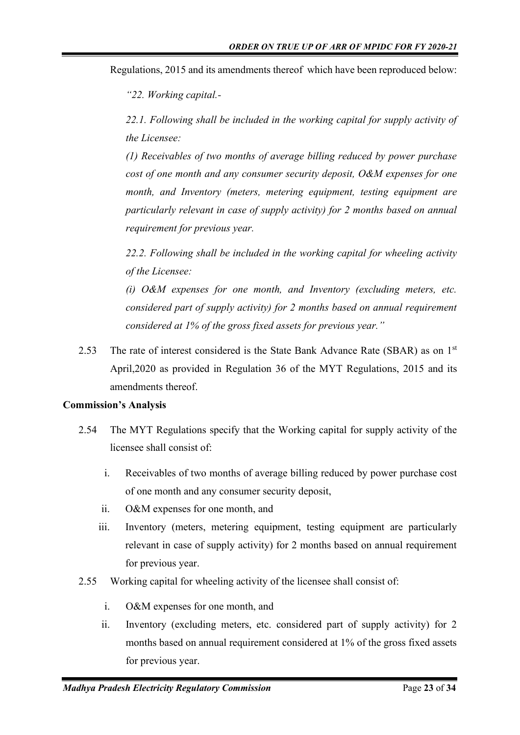Regulations, 2015 and its amendments thereof which have been reproduced below:

*"22. Working capital.-*

*22.1. Following shall be included in the working capital for supply activity of the Licensee:*

*(1) Receivables of two months of average billing reduced by power purchase cost of one month and any consumer security deposit, O&M expenses for one month, and Inventory (meters, metering equipment, testing equipment are particularly relevant in case of supply activity) for 2 months based on annual requirement for previous year.*

*22.2. Following shall be included in the working capital for wheeling activity of the Licensee:*

*(i) O&M expenses for one month, and Inventory (excluding meters, etc. considered part of supply activity) for 2 months based on annual requirement considered at 1% of the gross fixed assets for previous year."*

2.53 The rate of interest considered is the State Bank Advance Rate (SBAR) as on 1st April,2020 as provided in Regulation 36 of the MYT Regulations, 2015 and its amendments thereof.

**Commission's Analysis**

2.54 The MYT Regulations specify that the Working capital for supply activity of the licensee shall consist of:

i. Receivables of two months of average billing reduced by power purchase cost of one month and any consumer security deposit,

ii. O&M expenses for one month, and

iii. Inventory (meters, metering equipment, testing equipment are particularly relevant in case of supply activity) for 2 months based on annual requirement for previous year.

2.55 Working capital for wheeling activity of the licensee shall consist of:

i. O&M expenses for one month, and

ii. Inventory (excluding meters, etc. considered part of supply activity) for 2 months based on annual requirement considered at 1% of the gross fixed assets for previous year.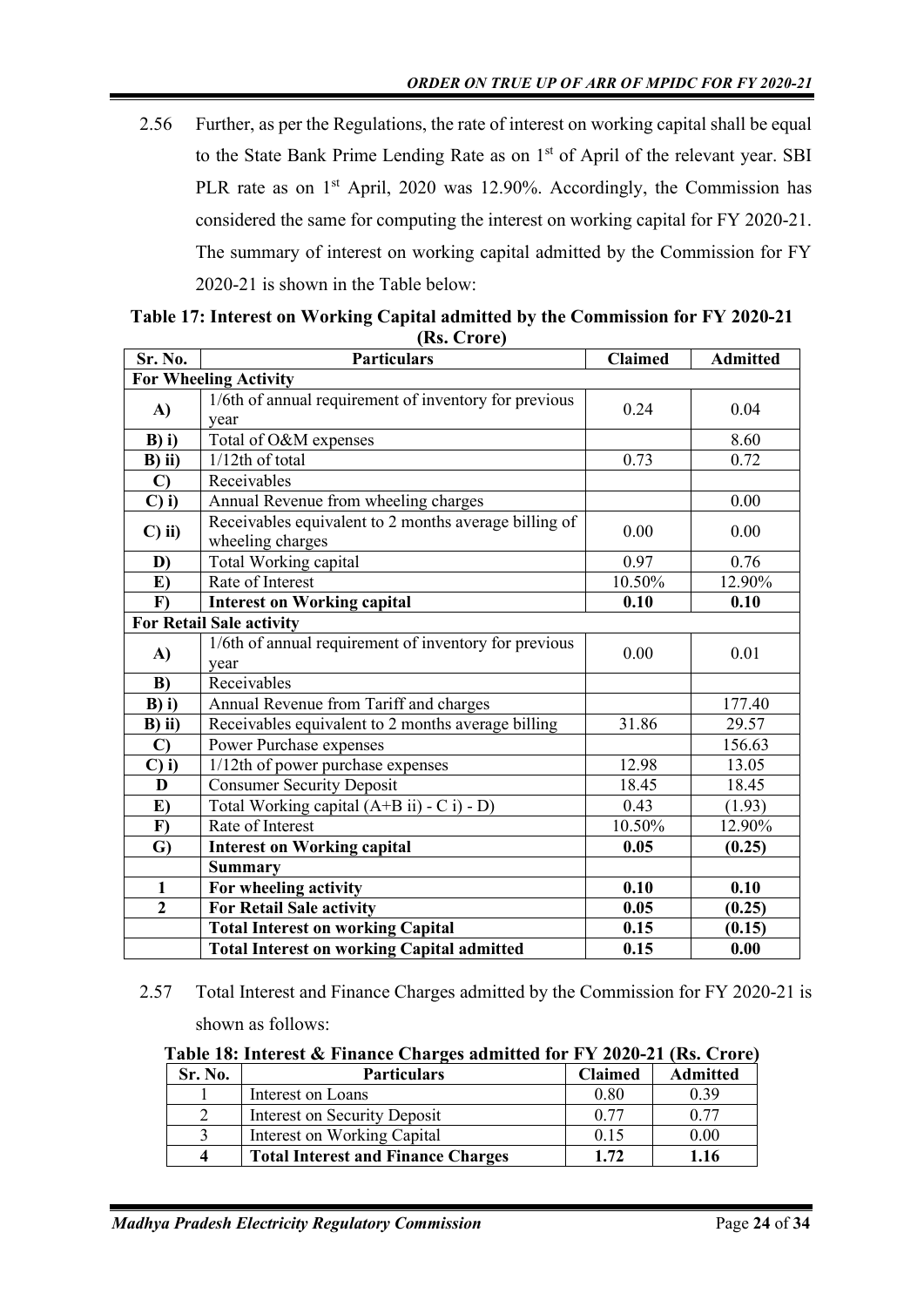2.56 Further, as per the Regulations, the rate of interest on working capital shall be equal to the State Bank Prime Lending Rate as on 1st of April of the relevant year. SBI PLR rate as on 1st April, 2020 was 12.90%. Accordingly, the Commission has considered the same for computing the interest on working capital for FY 2020-21. The summary of interest on working capital admitted by the Commission for FY 2020-21 is shown in the Table below:

**Table 17: Interest on Working Capital admitted by the Commission for FY 2020-21 (Rs. Crore)**

| Sr. No. | Particulars | Claimed | Admitted |
|---|---|---|---|
| **For Wheeling Activity** | | | |
| **A)** | 1/6th of annual requirement of inventory for previous year | 0.24 | 0.04 |
| **B) i)** | Total of O&M expenses | | 8.60 |
| **B) ii)** | 1/12th of total | 0.73 | 0.72 |
| **C)** | Receivables | | |
| **C) i)** | Annual Revenue from wheeling charges | | 0.00 |
| **C) ii)** | Receivables equivalent to 2 months average billing of wheeling charges | 0.00 | 0.00 |
| **D)** | Total Working capital | 0.97 | 0.76 |
| **E)** | Rate of Interest | 10.50% | 12.90% |
| **F)** | **Interest on Working capital** | **0.10** | **0.10** |
| **For Retail Sale activity** | | | |
| **A)** | 1/6th of annual requirement of inventory for previous year | 0.00 | 0.01 |
| **B)** | Receivables | | |
| **B) i)** | Annual Revenue from Tariff and charges | | 177.40 |
| **B) ii)** | Receivables equivalent to 2 months average billing | 31.86 | 29.57 |
| **C)** | Power Purchase expenses | | 156.63 |
| **C) i)** | 1/12th of power purchase expenses | 12.98 | 13.05 |
| **D** | Consumer Security Deposit | 18.45 | 18.45 |
| **E)** | Total Working capital (A+B ii) - C i) - D) | 0.43 | (1.93) |
| **F)** | Rate of Interest | 10.50% | 12.90% |
| **G)** | **Interest on Working capital** | **0.05** | **(0.25)** |
| | **Summary** | | |
| **1** | **For wheeling activity** | **0.10** | **0.10** |
| **2** | **For Retail Sale activity** | **0.05** | **(0.25)** |
| | **Total Interest on working Capital** | **0.15** | **(0.15)** |
| | **Total Interest on working Capital admitted** | **0.15** | **0.00** |

2.57 Total Interest and Finance Charges admitted by the Commission for FY 2020-21 is shown as follows:

**Table 18: Interest & Finance Charges admitted for FY 2020-21 (Rs. Crore)**

| Sr. No. | Particulars | Claimed | Admitted |
|---|---|---|---|
| 1 | Interest on Loans | 0.80 | 0.39 |
| 2 | Interest on Security Deposit | 0.77 | 0.77 |
| 3 | Interest on Working Capital | 0.15 | 0.00 |
| **4** | **Total Interest and Finance Charges** | **1.72** | **1.16** |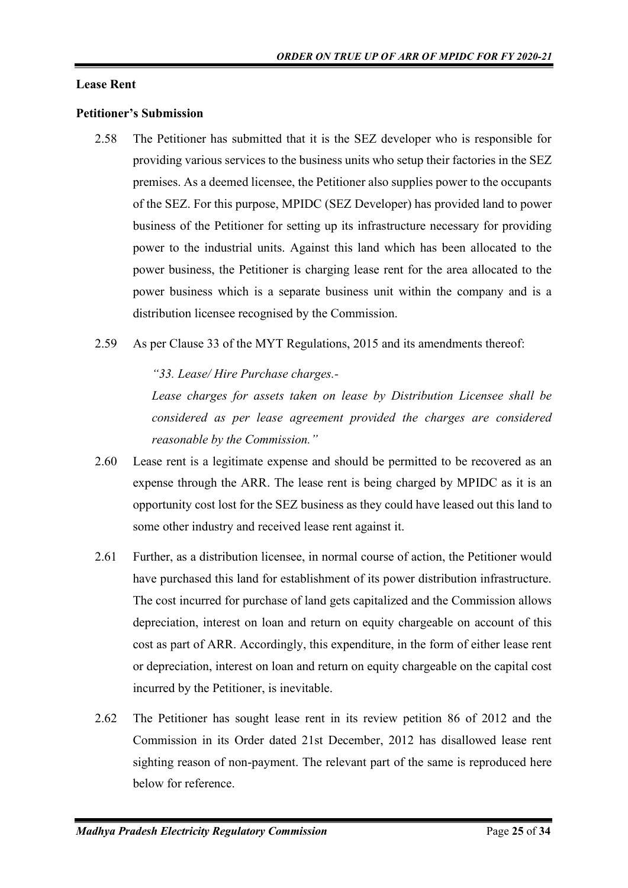**Lease Rent**

**Petitioner's Submission**

2.58 The Petitioner has submitted that it is the SEZ developer who is responsible for providing various services to the business units who setup their factories in the SEZ premises. As a deemed licensee, the Petitioner also supplies power to the occupants of the SEZ. For this purpose, MPIDC (SEZ Developer) has provided land to power business of the Petitioner for setting up its infrastructure necessary for providing power to the industrial units. Against this land which has been allocated to the power business, the Petitioner is charging lease rent for the area allocated to the power business which is a separate business unit within the company and is a distribution licensee recognised by the Commission.

2.59 As per Clause 33 of the MYT Regulations, 2015 and its amendments thereof:

> *"33. Lease/ Hire Purchase charges.-*
>
> *Lease charges for assets taken on lease by Distribution Licensee shall be considered as per lease agreement provided the charges are considered reasonable by the Commission."*

2.60 Lease rent is a legitimate expense and should be permitted to be recovered as an expense through the ARR. The lease rent is being charged by MPIDC as it is an opportunity cost lost for the SEZ business as they could have leased out this land to some other industry and received lease rent against it.

2.61 Further, as a distribution licensee, in normal course of action, the Petitioner would have purchased this land for establishment of its power distribution infrastructure. The cost incurred for purchase of land gets capitalized and the Commission allows depreciation, interest on loan and return on equity chargeable on account of this cost as part of ARR. Accordingly, this expenditure, in the form of either lease rent or depreciation, interest on loan and return on equity chargeable on the capital cost incurred by the Petitioner, is inevitable.

2.62 The Petitioner has sought lease rent in its review petition 86 of 2012 and the Commission in its Order dated 21st December, 2012 has disallowed lease rent sighting reason of non-payment. The relevant part of the same is reproduced here below for reference.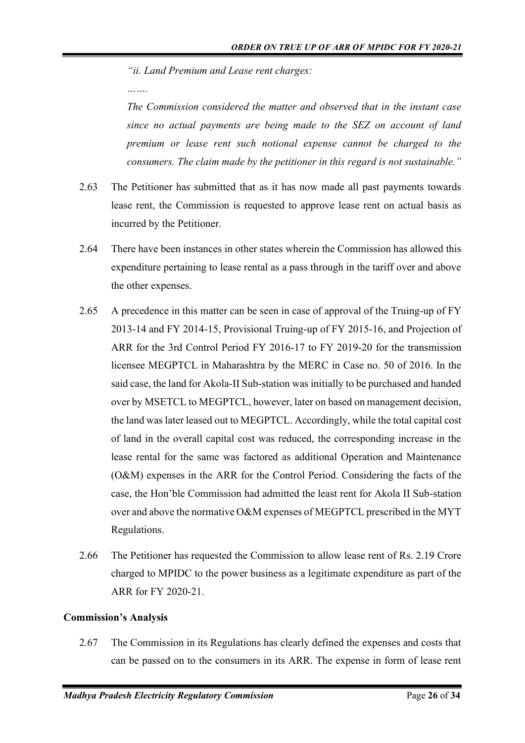*"ii. Land Premium and Lease rent charges:*

*…….*

*The Commission considered the matter and observed that in the instant case since no actual payments are being made to the SEZ on account of land premium or lease rent such notional expense cannot be charged to the consumers. The claim made by the petitioner in this regard is not sustainable."*

2.63 The Petitioner has submitted that as it has now made all past payments towards lease rent, the Commission is requested to approve lease rent on actual basis as incurred by the Petitioner.

2.64 There have been instances in other states wherein the Commission has allowed this expenditure pertaining to lease rental as a pass through in the tariff over and above the other expenses.

2.65 A precedence in this matter can be seen in case of approval of the Truing-up of FY 2013-14 and FY 2014-15, Provisional Truing-up of FY 2015-16, and Projection of ARR for the 3rd Control Period FY 2016-17 to FY 2019-20 for the transmission licensee MEGPTCL in Maharashtra by the MERC in Case no. 50 of 2016. In the said case, the land for Akola-II Sub-station was initially to be purchased and handed over by MSETCL to MEGPTCL, however, later on based on management decision, the land was later leased out to MEGPTCL. Accordingly, while the total capital cost of land in the overall capital cost was reduced, the corresponding increase in the lease rental for the same was factored as additional Operation and Maintenance (O&M) expenses in the ARR for the Control Period. Considering the facts of the case, the Hon'ble Commission had admitted the least rent for Akola II Sub-station over and above the normative O&M expenses of MEGPTCL prescribed in the MYT Regulations.

2.66 The Petitioner has requested the Commission to allow lease rent of Rs. 2.19 Crore charged to MPIDC to the power business as a legitimate expenditure as part of the ARR for FY 2020-21.

**Commission's Analysis**

2.67 The Commission in its Regulations has clearly defined the expenses and costs that can be passed on to the consumers in its ARR. The expense in form of lease rent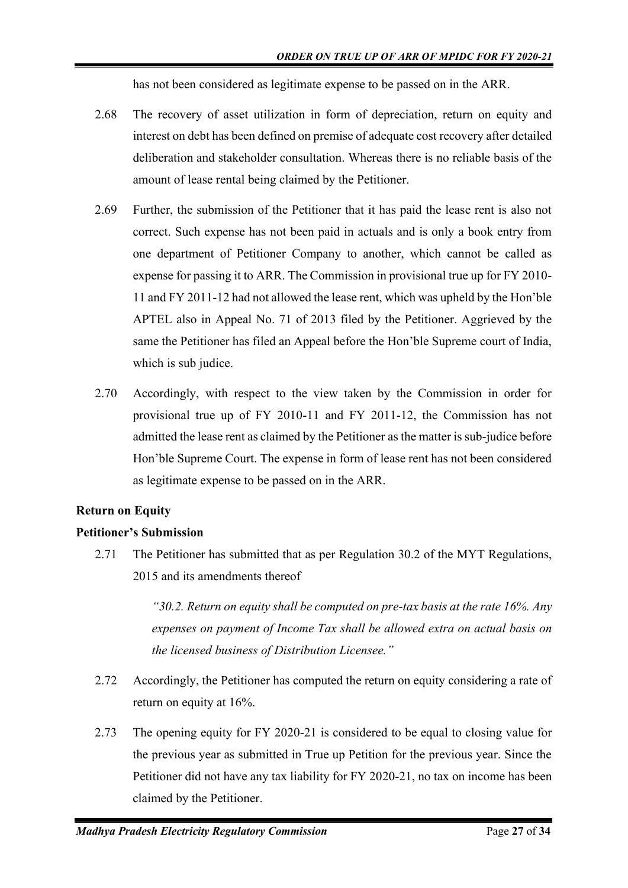has not been considered as legitimate expense to be passed on in the ARR.

2.68 The recovery of asset utilization in form of depreciation, return on equity and interest on debt has been defined on premise of adequate cost recovery after detailed deliberation and stakeholder consultation. Whereas there is no reliable basis of the amount of lease rental being claimed by the Petitioner.

2.69 Further, the submission of the Petitioner that it has paid the lease rent is also not correct. Such expense has not been paid in actuals and is only a book entry from one department of Petitioner Company to another, which cannot be called as expense for passing it to ARR. The Commission in provisional true up for FY 2010-11 and FY 2011-12 had not allowed the lease rent, which was upheld by the Hon'ble APTEL also in Appeal No. 71 of 2013 filed by the Petitioner. Aggrieved by the same the Petitioner has filed an Appeal before the Hon'ble Supreme court of India, which is sub judice.

2.70 Accordingly, with respect to the view taken by the Commission in order for provisional true up of FY 2010-11 and FY 2011-12, the Commission has not admitted the lease rent as claimed by the Petitioner as the matter is sub-judice before Hon'ble Supreme Court. The expense in form of lease rent has not been considered as legitimate expense to be passed on in the ARR.

**Return on Equity**

**Petitioner's Submission**

2.71 The Petitioner has submitted that as per Regulation 30.2 of the MYT Regulations, 2015 and its amendments thereof

> *"30.2. Return on equity shall be computed on pre-tax basis at the rate 16%. Any expenses on payment of Income Tax shall be allowed extra on actual basis on the licensed business of Distribution Licensee."*

2.72 Accordingly, the Petitioner has computed the return on equity considering a rate of return on equity at 16%.

2.73 The opening equity for FY 2020-21 is considered to be equal to closing value for the previous year as submitted in True up Petition for the previous year. Since the Petitioner did not have any tax liability for FY 2020-21, no tax on income has been claimed by the Petitioner.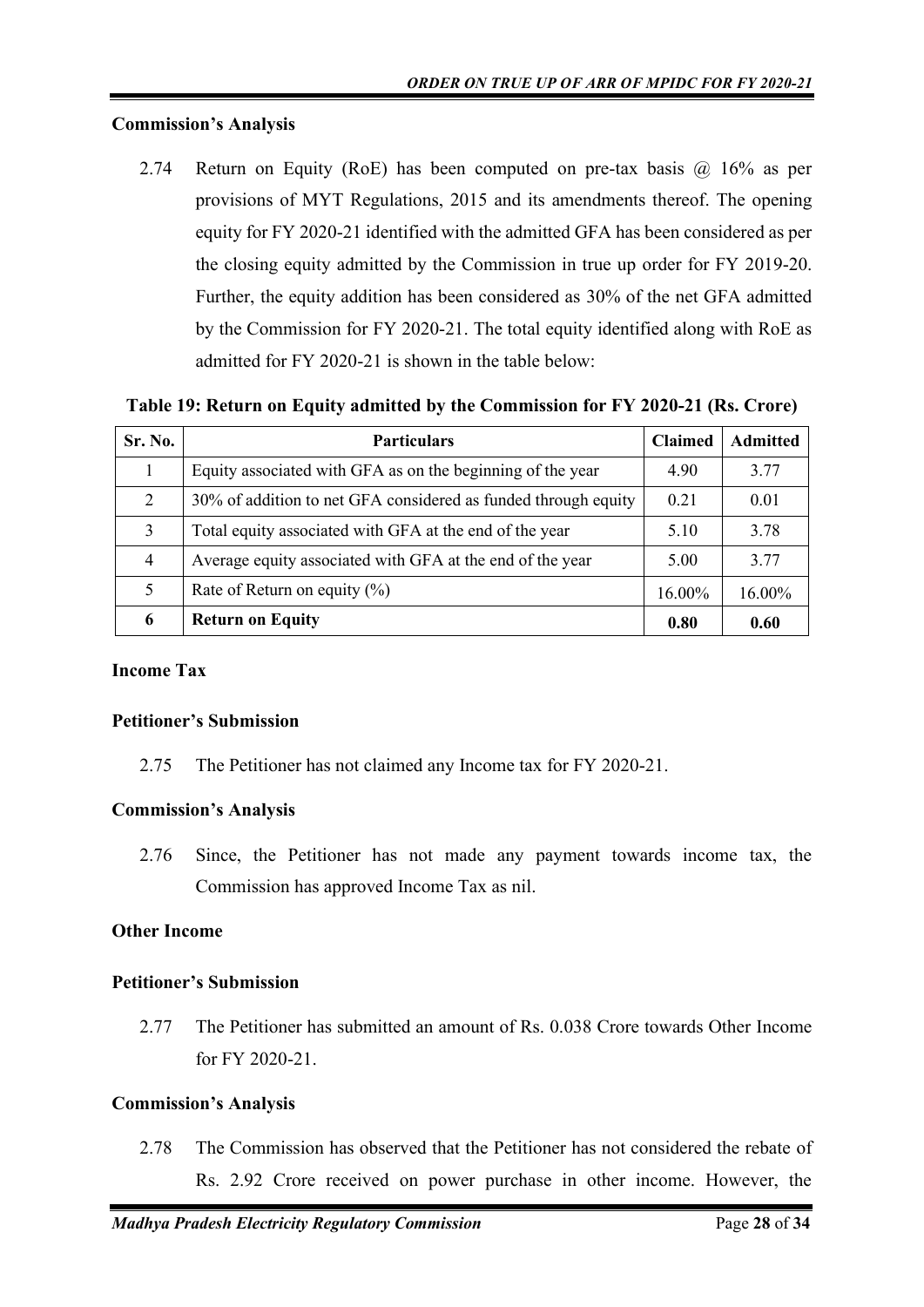**Commission's Analysis**

2.74 Return on Equity (RoE) has been computed on pre-tax basis @ 16% as per provisions of MYT Regulations, 2015 and its amendments thereof. The opening equity for FY 2020-21 identified with the admitted GFA has been considered as per the closing equity admitted by the Commission in true up order for FY 2019-20. Further, the equity addition has been considered as 30% of the net GFA admitted by the Commission for FY 2020-21. The total equity identified along with RoE as admitted for FY 2020-21 is shown in the table below:

**Table 19: Return on Equity admitted by the Commission for FY 2020-21 (Rs. Crore)**

| Sr. No. | Particulars | Claimed | Admitted |
|---|---|---|---|
| 1 | Equity associated with GFA as on the beginning of the year | 4.90 | 3.77 |
| 2 | 30% of addition to net GFA considered as funded through equity | 0.21 | 0.01 |
| 3 | Total equity associated with GFA at the end of the year | 5.10 | 3.78 |
| 4 | Average equity associated with GFA at the end of the year | 5.00 | 3.77 |
| 5 | Rate of Return on equity (%) | 16.00% | 16.00% |
| **6** | **Return on Equity** | **0.80** | **0.60** |

**Income Tax**

**Petitioner's Submission**

2.75 The Petitioner has not claimed any Income tax for FY 2020-21.

**Commission's Analysis**

2.76 Since, the Petitioner has not made any payment towards income tax, the Commission has approved Income Tax as nil.

**Other Income**

**Petitioner's Submission**

2.77 The Petitioner has submitted an amount of Rs. 0.038 Crore towards Other Income for FY 2020-21.

**Commission's Analysis**

2.78 The Commission has observed that the Petitioner has not considered the rebate of Rs. 2.92 Crore received on power purchase in other income. However, the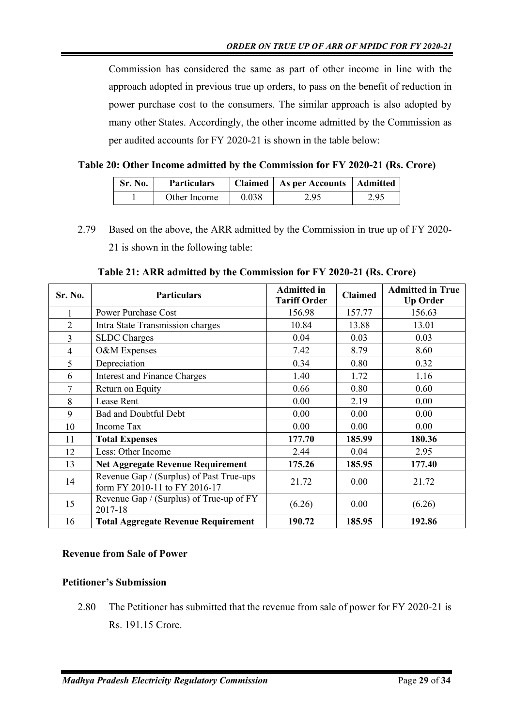Commission has considered the same as part of other income in line with the approach adopted in previous true up orders, to pass on the benefit of reduction in power purchase cost to the consumers. The similar approach is also adopted by many other States. Accordingly, the other income admitted by the Commission as per audited accounts for FY 2020-21 is shown in the table below:

**Table 20: Other Income admitted by the Commission for FY 2020-21 (Rs. Crore)**

| Sr. No. | Particulars | Claimed | As per Accounts | Admitted |
|---|---|---|---|---|
| 1 | Other Income | 0.038 | 2.95 | 2.95 |

2.79 Based on the above, the ARR admitted by the Commission in true up of FY 2020-21 is shown in the following table:

**Table 21: ARR admitted by the Commission for FY 2020-21 (Rs. Crore)**

| Sr. No. | Particulars | Admitted in Tariff Order | Claimed | Admitted in True Up Order |
|---|---|---|---|---|
| 1 | Power Purchase Cost | 156.98 | 157.77 | 156.63 |
| 2 | Intra State Transmission charges | 10.84 | 13.88 | 13.01 |
| 3 | SLDC Charges | 0.04 | 0.03 | 0.03 |
| 4 | O&M Expenses | 7.42 | 8.79 | 8.60 |
| 5 | Depreciation | 0.34 | 0.80 | 0.32 |
| 6 | Interest and Finance Charges | 1.40 | 1.72 | 1.16 |
| 7 | Return on Equity | 0.66 | 0.80 | 0.60 |
| 8 | Lease Rent | 0.00 | 2.19 | 0.00 |
| 9 | Bad and Doubtful Debt | 0.00 | 0.00 | 0.00 |
| 10 | Income Tax | 0.00 | 0.00 | 0.00 |
| 11 | **Total Expenses** | **177.70** | **185.99** | **180.36** |
| 12 | Less: Other Income | 2.44 | 0.04 | 2.95 |
| 13 | **Net Aggregate Revenue Requirement** | **175.26** | **185.95** | **177.40** |
| 14 | Revenue Gap / (Surplus) of Past True-ups form FY 2010-11 to FY 2016-17 | 21.72 | 0.00 | 21.72 |
| 15 | Revenue Gap / (Surplus) of True-up of FY 2017-18 | (6.26) | 0.00 | (6.26) |
| 16 | **Total Aggregate Revenue Requirement** | **190.72** | **185.95** | **192.86** |

**Revenue from Sale of Power**

**Petitioner's Submission**

2.80 The Petitioner has submitted that the revenue from sale of power for FY 2020-21 is Rs. 191.15 Crore.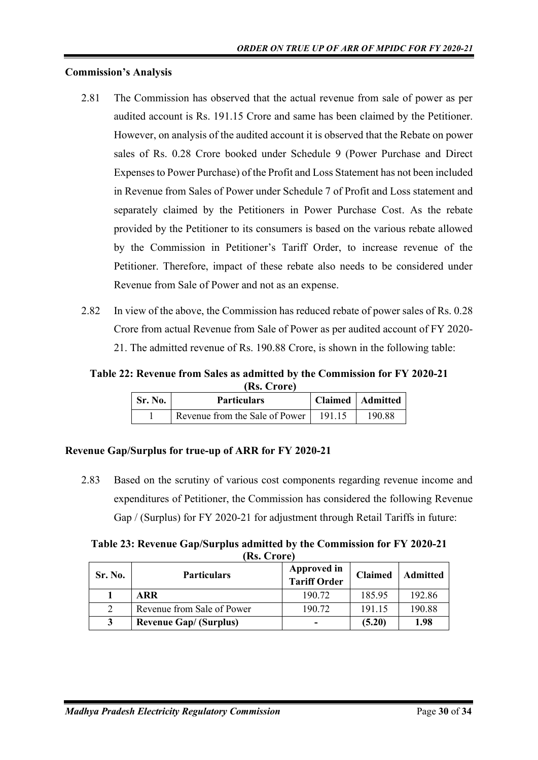**Commission's Analysis**

2.81 The Commission has observed that the actual revenue from sale of power as per audited account is Rs. 191.15 Crore and same has been claimed by the Petitioner. However, on analysis of the audited account it is observed that the Rebate on power sales of Rs. 0.28 Crore booked under Schedule 9 (Power Purchase and Direct Expenses to Power Purchase) of the Profit and Loss Statement has not been included in Revenue from Sales of Power under Schedule 7 of Profit and Loss statement and separately claimed by the Petitioners in Power Purchase Cost. As the rebate provided by the Petitioner to its consumers is based on the various rebate allowed by the Commission in Petitioner's Tariff Order, to increase revenue of the Petitioner. Therefore, impact of these rebate also needs to be considered under Revenue from Sale of Power and not as an expense.

2.82 In view of the above, the Commission has reduced rebate of power sales of Rs. 0.28 Crore from actual Revenue from Sale of Power as per audited account of FY 2020-21. The admitted revenue of Rs. 190.88 Crore, is shown in the following table:

**Table 22: Revenue from Sales as admitted by the Commission for FY 2020-21 (Rs. Crore)**

| Sr. No. | Particulars | Claimed | Admitted |
|---|---|---|---|
| 1 | Revenue from the Sale of Power | 191.15 | 190.88 |

**Revenue Gap/Surplus for true-up of ARR for FY 2020-21**

2.83 Based on the scrutiny of various cost components regarding revenue income and expenditures of Petitioner, the Commission has considered the following Revenue Gap / (Surplus) for FY 2020-21 for adjustment through Retail Tariffs in future:

**Table 23: Revenue Gap/Surplus admitted by the Commission for FY 2020-21 (Rs. Crore)**

| Sr. No. | Particulars | Approved in Tariff Order | Claimed | Admitted |
|---|---|---|---|---|
| **1** | **ARR** | 190.72 | 185.95 | 192.86 |
| 2 | Revenue from Sale of Power | 190.72 | 191.15 | 190.88 |
| **3** | **Revenue Gap/ (Surplus)** | **-** | **(5.20)** | **1.98** |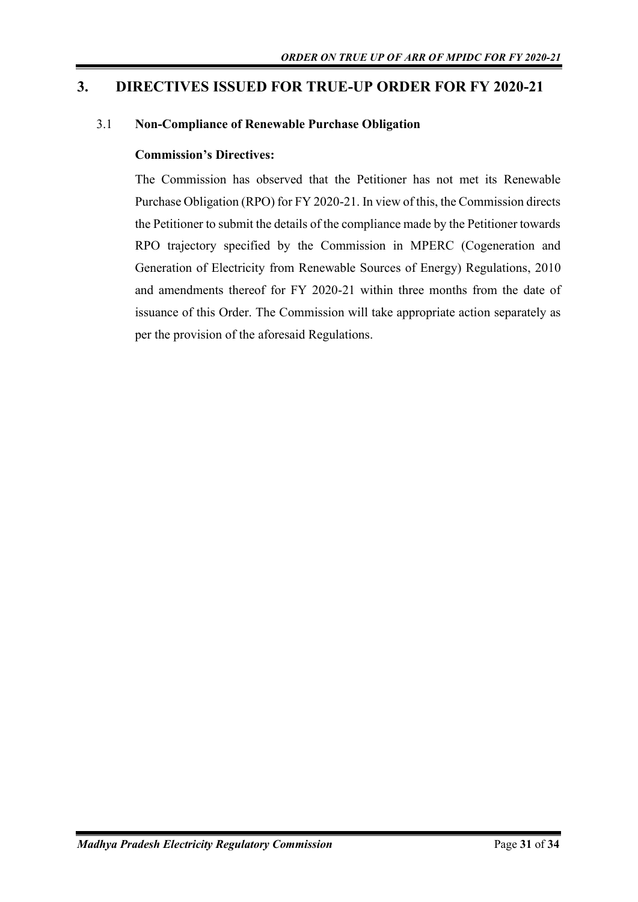# 3. DIRECTIVES ISSUED FOR TRUE-UP ORDER FOR FY 2020-21

### 3.1 Non-Compliance of Renewable Purchase Obligation

**Commission's Directives:**

The Commission has observed that the Petitioner has not met its Renewable Purchase Obligation (RPO) for FY 2020-21. In view of this, the Commission directs the Petitioner to submit the details of the compliance made by the Petitioner towards RPO trajectory specified by the Commission in MPERC (Cogeneration and Generation of Electricity from Renewable Sources of Energy) Regulations, 2010 and amendments thereof for FY 2020-21 within three months from the date of issuance of this Order. The Commission will take appropriate action separately as per the provision of the aforesaid Regulations.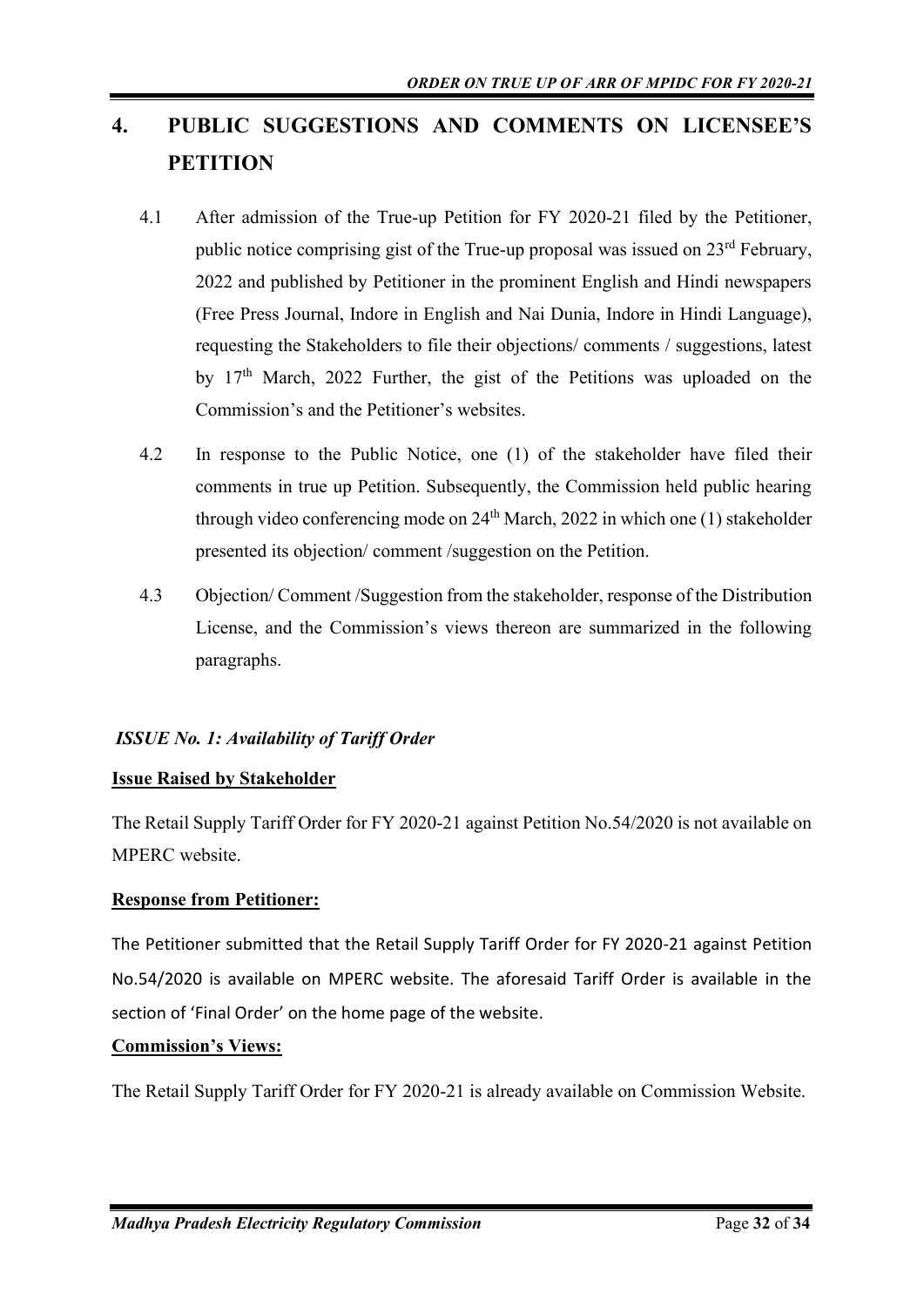# 4. PUBLIC SUGGESTIONS AND COMMENTS ON LICENSEE'S PETITION

4.1 After admission of the True-up Petition for FY 2020-21 filed by the Petitioner, public notice comprising gist of the True-up proposal was issued on 23rd February, 2022 and published by Petitioner in the prominent English and Hindi newspapers (Free Press Journal, Indore in English and Nai Dunia, Indore in Hindi Language), requesting the Stakeholders to file their objections/ comments / suggestions, latest by 17th March, 2022 Further, the gist of the Petitions was uploaded on the Commission's and the Petitioner's websites.

4.2 In response to the Public Notice, one (1) of the stakeholder have filed their comments in true up Petition. Subsequently, the Commission held public hearing through video conferencing mode on 24th March, 2022 in which one (1) stakeholder presented its objection/ comment /suggestion on the Petition.

4.3 Objection/ Comment /Suggestion from the stakeholder, response of the Distribution License, and the Commission's views thereon are summarized in the following paragraphs.

***ISSUE No. 1: Availability of Tariff Order***

**Issue Raised by Stakeholder**

The Retail Supply Tariff Order for FY 2020-21 against Petition No.54/2020 is not available on MPERC website.

**Response from Petitioner:**

The Petitioner submitted that the Retail Supply Tariff Order for FY 2020-21 against Petition No.54/2020 is available on MPERC website. The aforesaid Tariff Order is available in the section of 'Final Order' on the home page of the website.

**Commission's Views:**

The Retail Supply Tariff Order for FY 2020-21 is already available on Commission Website.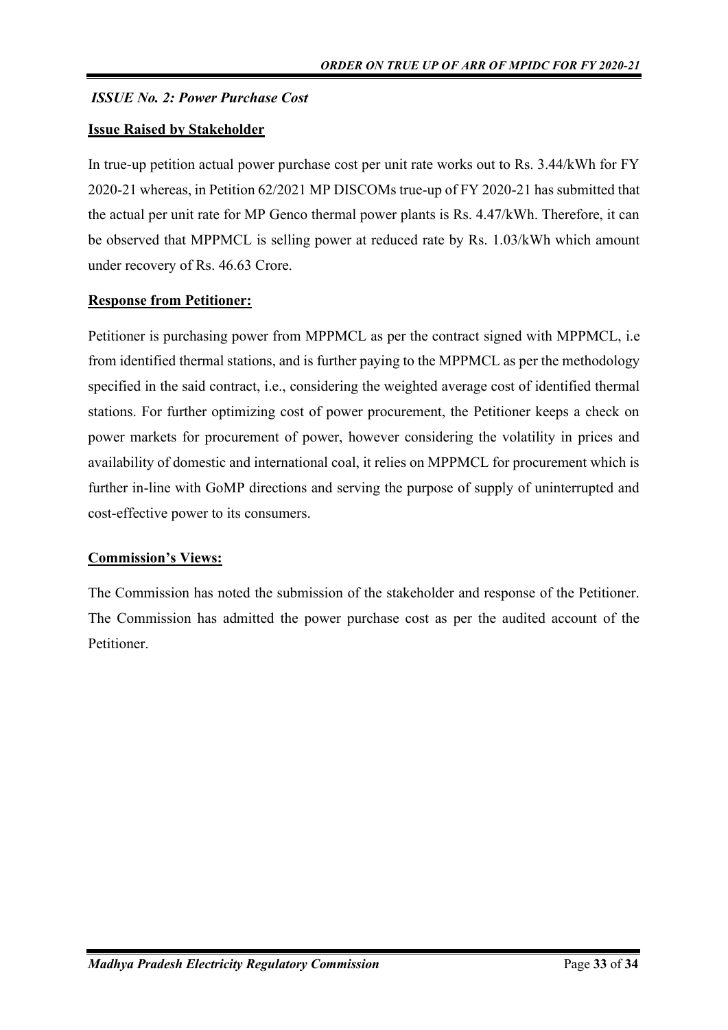### *ISSUE No. 2: Power Purchase Cost*

**Issue Raised by Stakeholder**

In true-up petition actual power purchase cost per unit rate works out to Rs. 3.44/kWh for FY 2020-21 whereas, in Petition 62/2021 MP DISCOMs true-up of FY 2020-21 has submitted that the actual per unit rate for MP Genco thermal power plants is Rs. 4.47/kWh. Therefore, it can be observed that MPPMCL is selling power at reduced rate by Rs. 1.03/kWh which amount under recovery of Rs. 46.63 Crore.

**Response from Petitioner:**

Petitioner is purchasing power from MPPMCL as per the contract signed with MPPMCL, i.e from identified thermal stations, and is further paying to the MPPMCL as per the methodology specified in the said contract, i.e., considering the weighted average cost of identified thermal stations. For further optimizing cost of power procurement, the Petitioner keeps a check on power markets for procurement of power, however considering the volatility in prices and availability of domestic and international coal, it relies on MPPMCL for procurement which is further in-line with GoMP directions and serving the purpose of supply of uninterrupted and cost-effective power to its consumers.

**Commission's Views:**

The Commission has noted the submission of the stakeholder and response of the Petitioner. The Commission has admitted the power purchase cost as per the audited account of the Petitioner.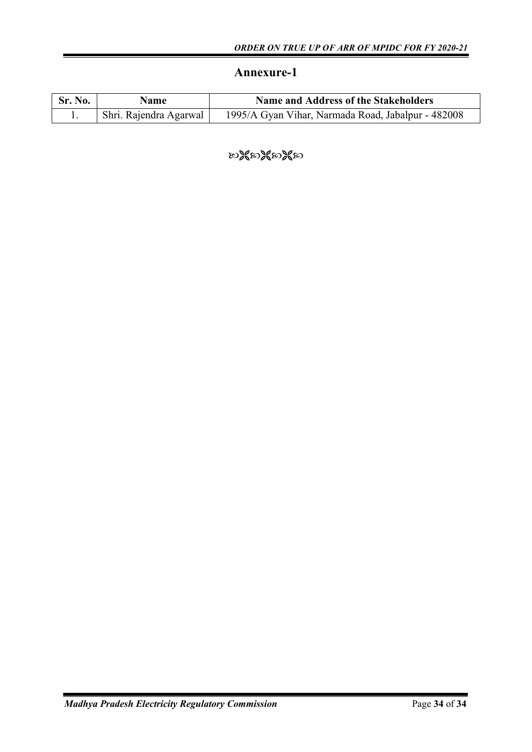## Annexure-1

| Sr. No. | Name | Name and Address of the Stakeholders |
|---|---|---|
| 1. | Shri. Rajendra Agarwal | 1995/A Gyan Vihar, Narmada Road, Jabalpur - 482008 |

ꕤꕤꕤ